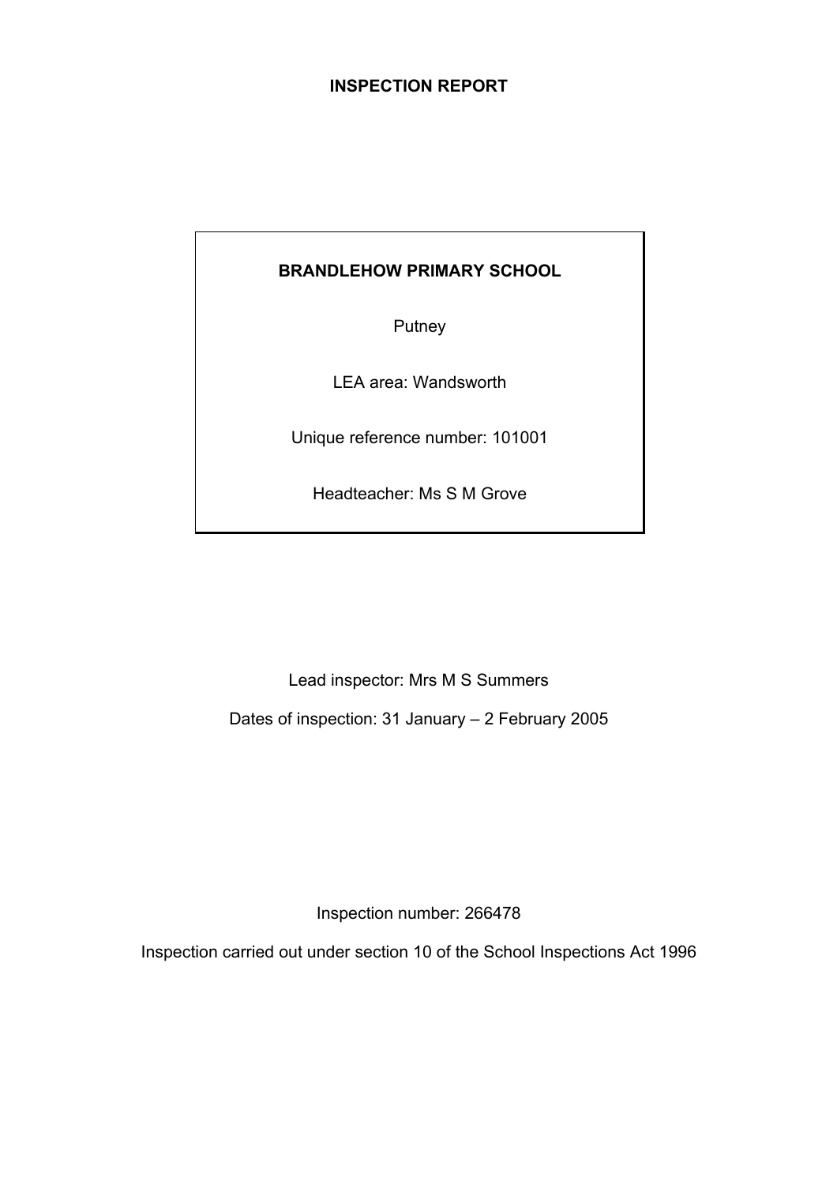# INSPECTION REPORT

**BRANDLEHOW PRIMARY SCHOOL**

Putney

LEA area: Wandsworth

Unique reference number: 101001

Headteacher: Ms S M Grove

Lead inspector: Mrs M S Summers

Dates of inspection: 31 January – 2 February 2005

Inspection number: 266478

Inspection carried out under section 10 of the School Inspections Act 1996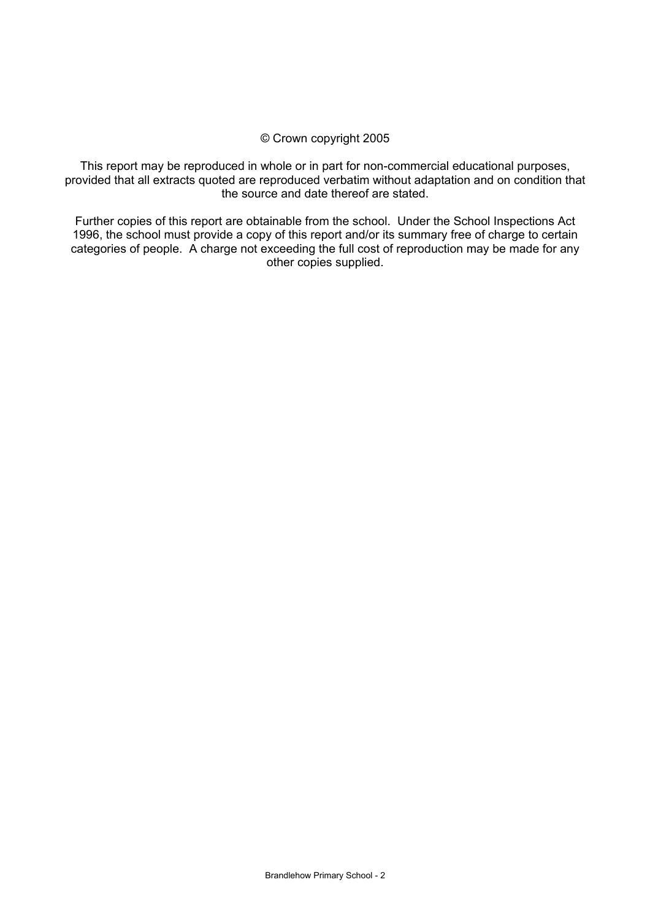© Crown copyright 2005

This report may be reproduced in whole or in part for non-commercial educational purposes, provided that all extracts quoted are reproduced verbatim without adaptation and on condition that the source and date thereof are stated.

Further copies of this report are obtainable from the school. Under the School Inspections Act 1996, the school must provide a copy of this report and/or its summary free of charge to certain categories of people. A charge not exceeding the full cost of reproduction may be made for any other copies supplied.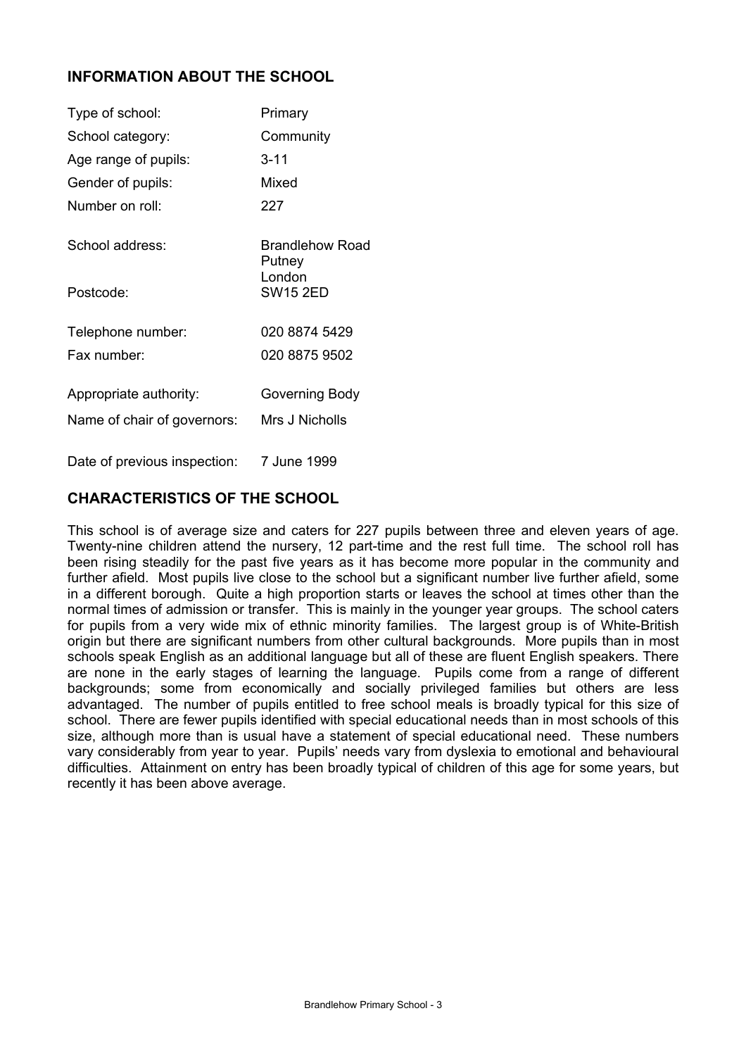## INFORMATION ABOUT THE SCHOOL

| | |
|---|---|
| Type of school: | Primary |
| School category: | Community |
| Age range of pupils: | 3-11 |
| Gender of pupils: | Mixed |
| Number on roll: | 227 |
| School address: | Brandlehow Road Putney London |
| Postcode: | SW15 2ED |
| Telephone number: | 020 8874 5429 |
| Fax number: | 020 8875 9502 |
| Appropriate authority: | Governing Body |
| Name of chair of governors: | Mrs J Nicholls |
| Date of previous inspection: | 7 June 1999 |

## CHARACTERISTICS OF THE SCHOOL

This school is of average size and caters for 227 pupils between three and eleven years of age. Twenty-nine children attend the nursery, 12 part-time and the rest full time. The school roll has been rising steadily for the past five years as it has become more popular in the community and further afield. Most pupils live close to the school but a significant number live further afield, some in a different borough. Quite a high proportion starts or leaves the school at times other than the normal times of admission or transfer. This is mainly in the younger year groups. The school caters for pupils from a very wide mix of ethnic minority families. The largest group is of White-British origin but there are significant numbers from other cultural backgrounds. More pupils than in most schools speak English as an additional language but all of these are fluent English speakers. There are none in the early stages of learning the language. Pupils come from a range of different backgrounds; some from economically and socially privileged families but others are less advantaged. The number of pupils entitled to free school meals is broadly typical for this size of school. There are fewer pupils identified with special educational needs than in most schools of this size, although more than is usual have a statement of special educational need. These numbers vary considerably from year to year. Pupils' needs vary from dyslexia to emotional and behavioural difficulties. Attainment on entry has been broadly typical of children of this age for some years, but recently it has been above average.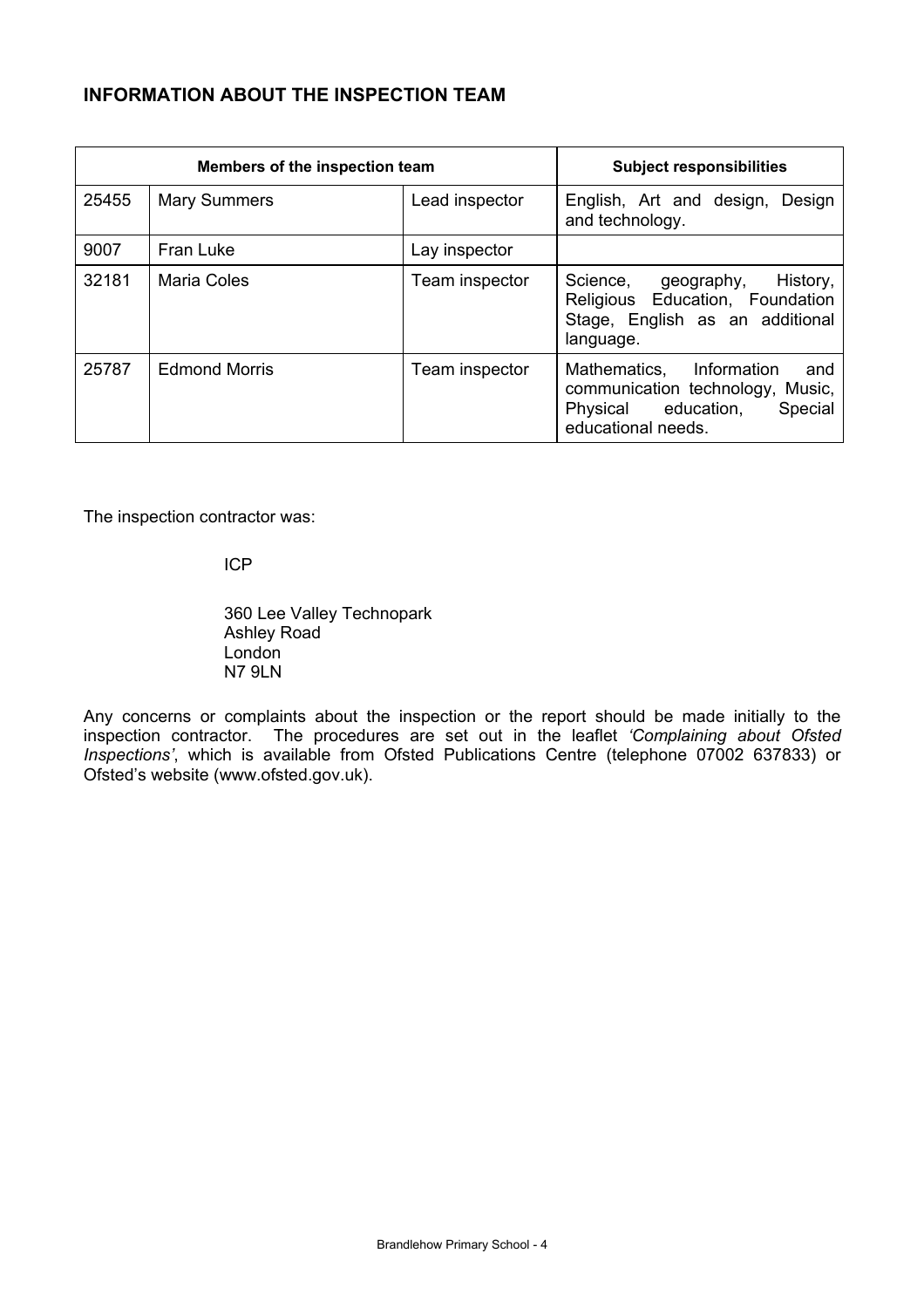## INFORMATION ABOUT THE INSPECTION TEAM

| Members of the inspection team | | | Subject responsibilities |
|---|---|---|---|
| 25455 | Mary Summers | Lead inspector | English, Art and design, Design and technology. |
| 9007 | Fran Luke | Lay inspector | |
| 32181 | Maria Coles | Team inspector | Science, geography, History, Religious Education, Foundation Stage, English as an additional language. |
| 25787 | Edmond Morris | Team inspector | Mathematics, Information and communication technology, Music, Physical education, Special educational needs. |

The inspection contractor was:

ICP

360 Lee Valley Technopark
Ashley Road
London
N7 9LN

Any concerns or complaints about the inspection or the report should be made initially to the inspection contractor. The procedures are set out in the leaflet *'Complaining about Ofsted Inspections'*, which is available from Ofsted Publications Centre (telephone 07002 637833) or Ofsted's website (www.ofsted.gov.uk).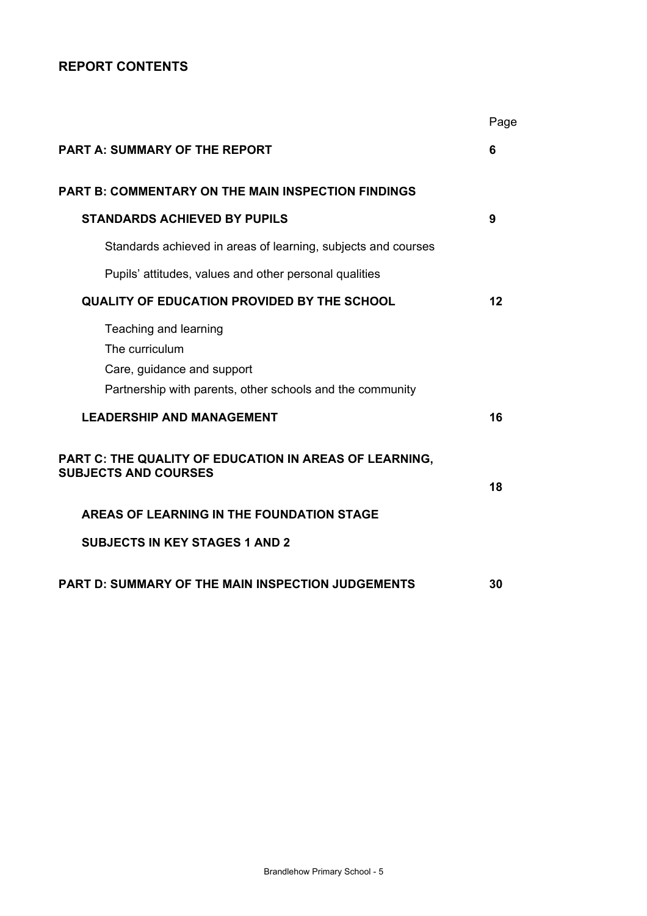## REPORT CONTENTS

| | Page |
|---|---|
| **PART A: SUMMARY OF THE REPORT** | **6** |
| **PART B: COMMENTARY ON THE MAIN INSPECTION FINDINGS** | |
| **STANDARDS ACHIEVED BY PUPILS** | **9** |
| Standards achieved in areas of learning, subjects and courses | |
| Pupils' attitudes, values and other personal qualities | |
| **QUALITY OF EDUCATION PROVIDED BY THE SCHOOL** | **12** |
| Teaching and learning<br>The curriculum<br>Care, guidance and support<br>Partnership with parents, other schools and the community | |
| **LEADERSHIP AND MANAGEMENT** | **16** |
| **PART C: THE QUALITY OF EDUCATION IN AREAS OF LEARNING, SUBJECTS AND COURSES** | **18** |
| **AREAS OF LEARNING IN THE FOUNDATION STAGE** | |
| **SUBJECTS IN KEY STAGES 1 AND 2** | |
| **PART D: SUMMARY OF THE MAIN INSPECTION JUDGEMENTS** | **30** |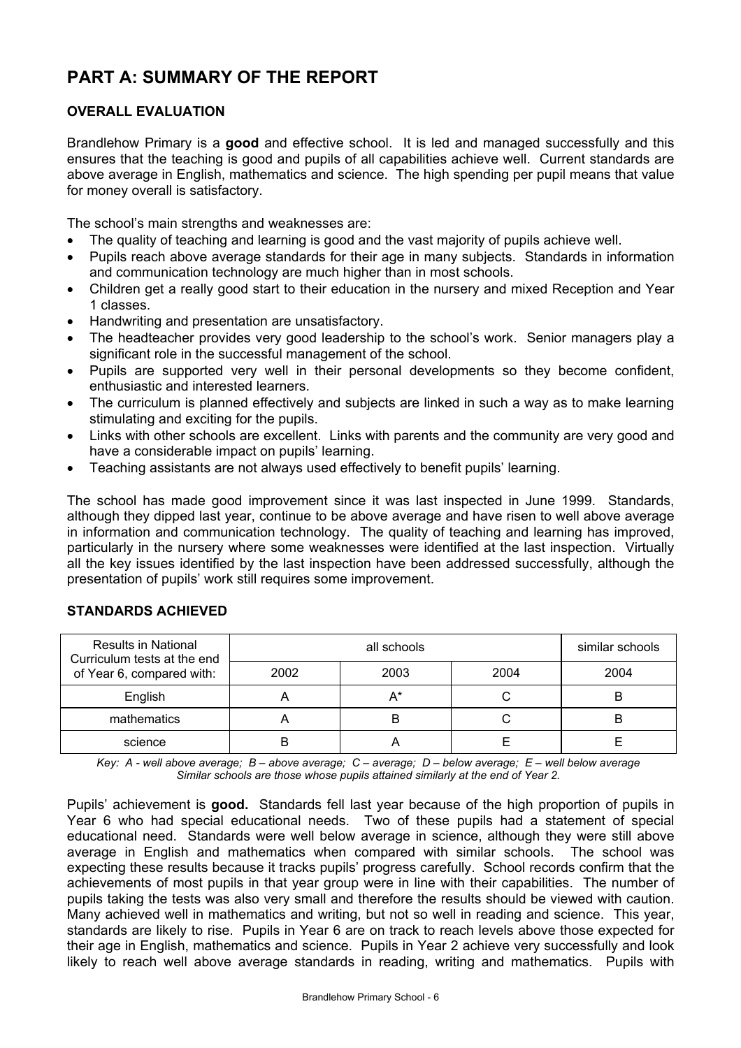# PART A: SUMMARY OF THE REPORT

## OVERALL EVALUATION

Brandlehow Primary is a **good** and effective school. It is led and managed successfully and this ensures that the teaching is good and pupils of all capabilities achieve well. Current standards are above average in English, mathematics and science. The high spending per pupil means that value for money overall is satisfactory.

The school's main strengths and weaknesses are:

- The quality of teaching and learning is good and the vast majority of pupils achieve well.
- Pupils reach above average standards for their age in many subjects. Standards in information and communication technology are much higher than in most schools.
- Children get a really good start to their education in the nursery and mixed Reception and Year 1 classes.
- Handwriting and presentation are unsatisfactory.
- The headteacher provides very good leadership to the school's work. Senior managers play a significant role in the successful management of the school.
- Pupils are supported very well in their personal developments so they become confident, enthusiastic and interested learners.
- The curriculum is planned effectively and subjects are linked in such a way as to make learning stimulating and exciting for the pupils.
- Links with other schools are excellent. Links with parents and the community are very good and have a considerable impact on pupils' learning.
- Teaching assistants are not always used effectively to benefit pupils' learning.

The school has made good improvement since it was last inspected in June 1999. Standards, although they dipped last year, continue to be above average and have risen to well above average in information and communication technology. The quality of teaching and learning has improved, particularly in the nursery where some weaknesses were identified at the last inspection. Virtually all the key issues identified by the last inspection have been addressed successfully, although the presentation of pupils' work still requires some improvement.

## STANDARDS ACHIEVED

| Results in National Curriculum tests at the end of Year 6, compared with: | all schools | | | similar schools |
|---|---|---|---|---|
| | 2002 | 2003 | 2004 | 2004 |
| English | A | A* | C | B |
| mathematics | A | B | C | B |
| science | B | A | E | E |

*Key: A - well above average; B – above average; C – average; D – below average; E – well below average*
*Similar schools are those whose pupils attained similarly at the end of Year 2.*

Pupils' achievement is **good.** Standards fell last year because of the high proportion of pupils in Year 6 who had special educational needs. Two of these pupils had a statement of special educational need. Standards were well below average in science, although they were still above average in English and mathematics when compared with similar schools. The school was expecting these results because it tracks pupils' progress carefully. School records confirm that the achievements of most pupils in that year group were in line with their capabilities. The number of pupils taking the tests was also very small and therefore the results should be viewed with caution. Many achieved well in mathematics and writing, but not so well in reading and science. This year, standards are likely to rise. Pupils in Year 6 are on track to reach levels above those expected for their age in English, mathematics and science. Pupils in Year 2 achieve very successfully and look likely to reach well above average standards in reading, writing and mathematics. Pupils with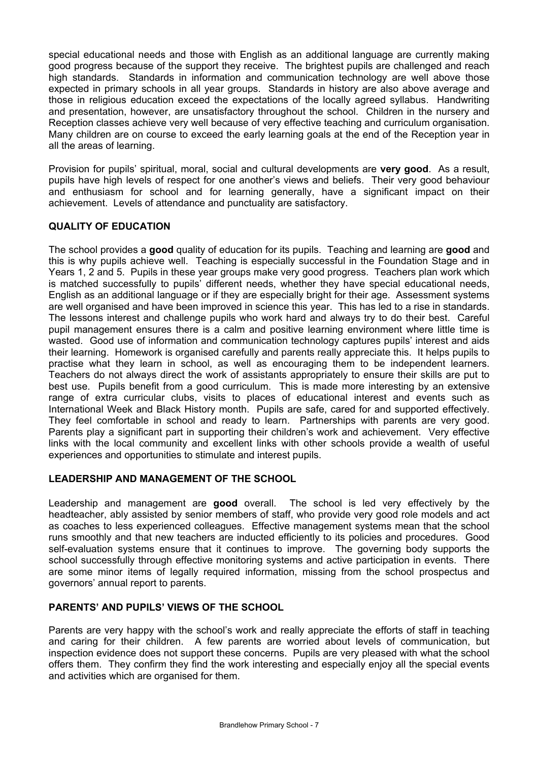special educational needs and those with English as an additional language are currently making good progress because of the support they receive. The brightest pupils are challenged and reach high standards. Standards in information and communication technology are well above those expected in primary schools in all year groups. Standards in history are also above average and those in religious education exceed the expectations of the locally agreed syllabus. Handwriting and presentation, however, are unsatisfactory throughout the school. Children in the nursery and Reception classes achieve very well because of very effective teaching and curriculum organisation. Many children are on course to exceed the early learning goals at the end of the Reception year in all the areas of learning.

Provision for pupils' spiritual, moral, social and cultural developments are **very good**. As a result, pupils have high levels of respect for one another's views and beliefs. Their very good behaviour and enthusiasm for school and for learning generally, have a significant impact on their achievement. Levels of attendance and punctuality are satisfactory.

## QUALITY OF EDUCATION

The school provides a **good** quality of education for its pupils. Teaching and learning are **good** and this is why pupils achieve well. Teaching is especially successful in the Foundation Stage and in Years 1, 2 and 5. Pupils in these year groups make very good progress. Teachers plan work which is matched successfully to pupils' different needs, whether they have special educational needs, English as an additional language or if they are especially bright for their age. Assessment systems are well organised and have been improved in science this year. This has led to a rise in standards. The lessons interest and challenge pupils who work hard and always try to do their best. Careful pupil management ensures there is a calm and positive learning environment where little time is wasted. Good use of information and communication technology captures pupils' interest and aids their learning. Homework is organised carefully and parents really appreciate this. It helps pupils to practise what they learn in school, as well as encouraging them to be independent learners. Teachers do not always direct the work of assistants appropriately to ensure their skills are put to best use. Pupils benefit from a good curriculum. This is made more interesting by an extensive range of extra curricular clubs, visits to places of educational interest and events such as International Week and Black History month. Pupils are safe, cared for and supported effectively. They feel comfortable in school and ready to learn. Partnerships with parents are very good. Parents play a significant part in supporting their children's work and achievement. Very effective links with the local community and excellent links with other schools provide a wealth of useful experiences and opportunities to stimulate and interest pupils.

## LEADERSHIP AND MANAGEMENT OF THE SCHOOL

Leadership and management are **good** overall. The school is led very effectively by the headteacher, ably assisted by senior members of staff, who provide very good role models and act as coaches to less experienced colleagues. Effective management systems mean that the school runs smoothly and that new teachers are inducted efficiently to its policies and procedures. Good self-evaluation systems ensure that it continues to improve. The governing body supports the school successfully through effective monitoring systems and active participation in events. There are some minor items of legally required information, missing from the school prospectus and governors' annual report to parents.

## PARENTS' AND PUPILS' VIEWS OF THE SCHOOL

Parents are very happy with the school's work and really appreciate the efforts of staff in teaching and caring for their children. A few parents are worried about levels of communication, but inspection evidence does not support these concerns. Pupils are very pleased with what the school offers them. They confirm they find the work interesting and especially enjoy all the special events and activities which are organised for them.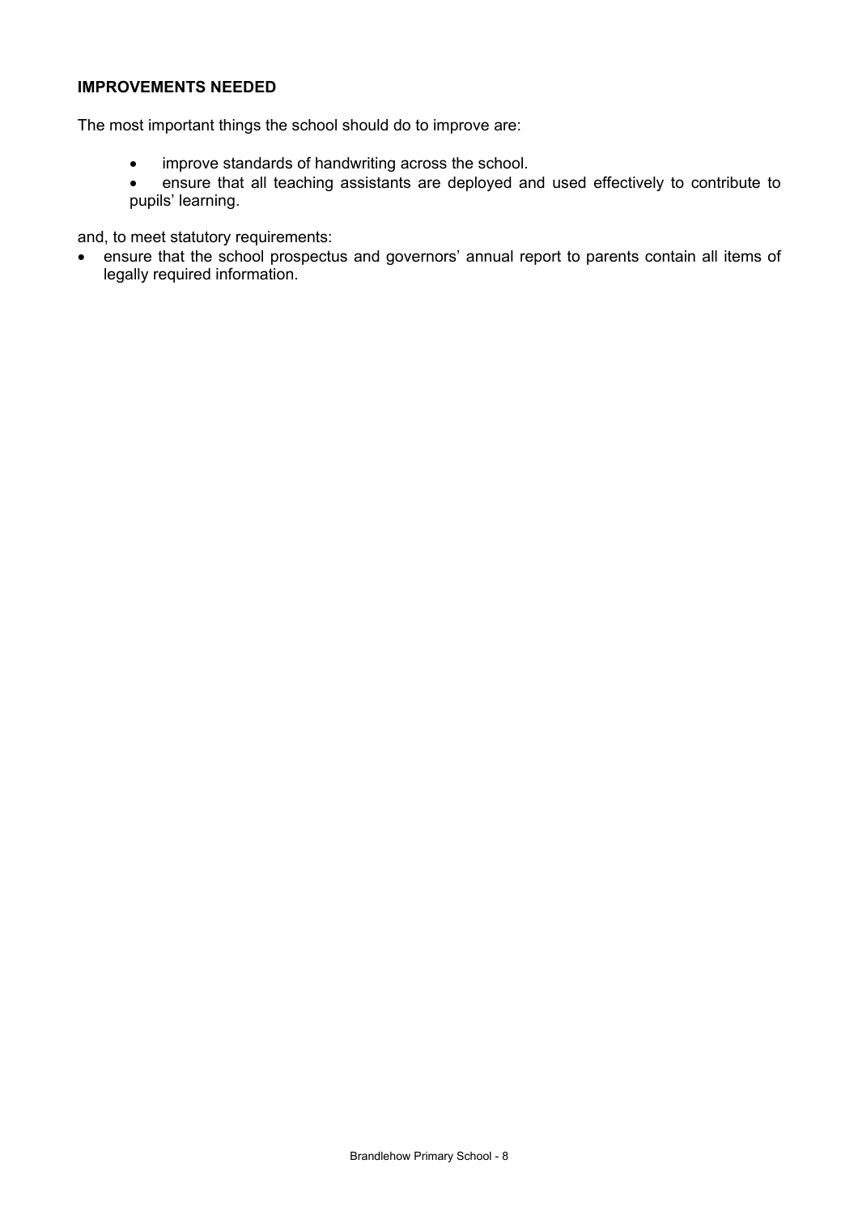## IMPROVEMENTS NEEDED

The most important things the school should do to improve are:

- improve standards of handwriting across the school.
- ensure that all teaching assistants are deployed and used effectively to contribute to pupils' learning.

and, to meet statutory requirements:

- ensure that the school prospectus and governors' annual report to parents contain all items of legally required information.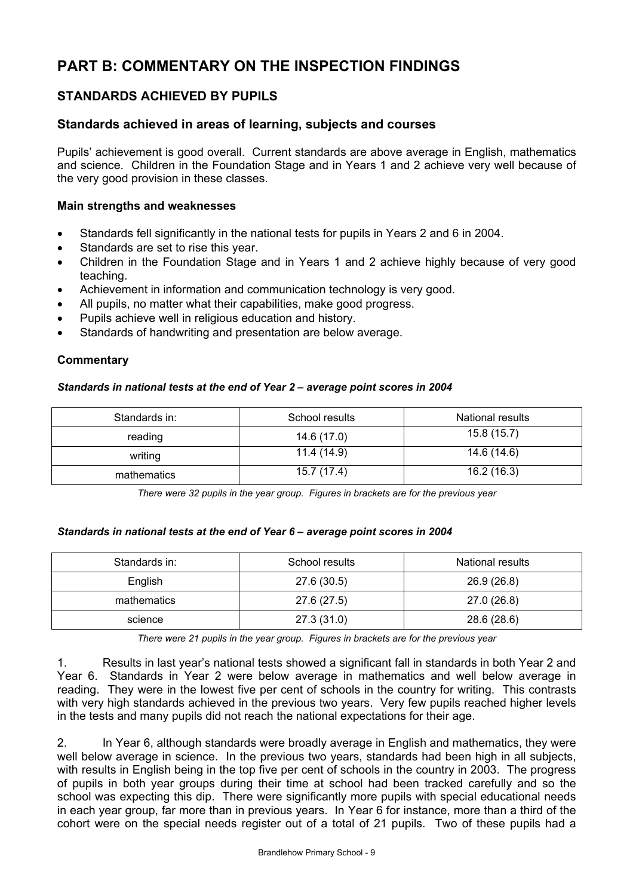# PART B: COMMENTARY ON THE INSPECTION FINDINGS

## STANDARDS ACHIEVED BY PUPILS

### Standards achieved in areas of learning, subjects and courses

Pupils' achievement is good overall. Current standards are above average in English, mathematics and science. Children in the Foundation Stage and in Years 1 and 2 achieve very well because of the very good provision in these classes.

**Main strengths and weaknesses**

- Standards fell significantly in the national tests for pupils in Years 2 and 6 in 2004.
- Standards are set to rise this year.
- Children in the Foundation Stage and in Years 1 and 2 achieve highly because of very good teaching.
- Achievement in information and communication technology is very good.
- All pupils, no matter what their capabilities, make good progress.
- Pupils achieve well in religious education and history.
- Standards of handwriting and presentation are below average.

**Commentary**

***Standards in national tests at the end of Year 2 – average point scores in 2004***

| Standards in: | School results | National results |
|---|---|---|
| reading | 14.6 (17.0) | 15.8 (15.7) |
| writing | 11.4 (14.9) | 14.6 (14.6) |
| mathematics | 15.7 (17.4) | 16.2 (16.3) |

*There were 32 pupils in the year group. Figures in brackets are for the previous year*

***Standards in national tests at the end of Year 6 – average point scores in 2004***

| Standards in: | School results | National results |
|---|---|---|
| English | 27.6 (30.5) | 26.9 (26.8) |
| mathematics | 27.6 (27.5) | 27.0 (26.8) |
| science | 27.3 (31.0) | 28.6 (28.6) |

*There were 21 pupils in the year group. Figures in brackets are for the previous year*

1. Results in last year's national tests showed a significant fall in standards in both Year 2 and Year 6. Standards in Year 2 were below average in mathematics and well below average in reading. They were in the lowest five per cent of schools in the country for writing. This contrasts with very high standards achieved in the previous two years. Very few pupils reached higher levels in the tests and many pupils did not reach the national expectations for their age.

2. In Year 6, although standards were broadly average in English and mathematics, they were well below average in science. In the previous two years, standards had been high in all subjects, with results in English being in the top five per cent of schools in the country in 2003. The progress of pupils in both year groups during their time at school had been tracked carefully and so the school was expecting this dip. There were significantly more pupils with special educational needs in each year group, far more than in previous years. In Year 6 for instance, more than a third of the cohort were on the special needs register out of a total of 21 pupils. Two of these pupils had a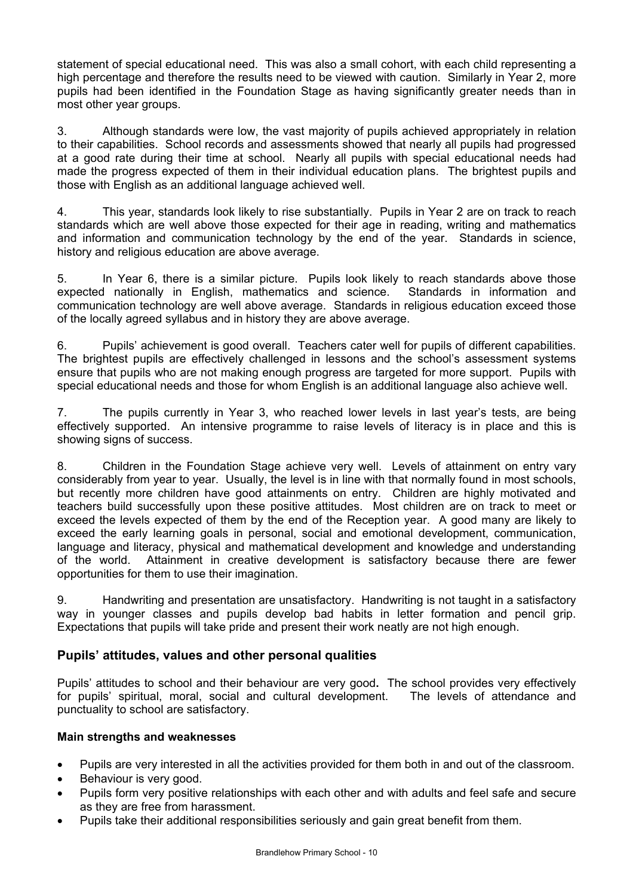statement of special educational need. This was also a small cohort, with each child representing a high percentage and therefore the results need to be viewed with caution. Similarly in Year 2, more pupils had been identified in the Foundation Stage as having significantly greater needs than in most other year groups.

3. Although standards were low, the vast majority of pupils achieved appropriately in relation to their capabilities. School records and assessments showed that nearly all pupils had progressed at a good rate during their time at school. Nearly all pupils with special educational needs had made the progress expected of them in their individual education plans. The brightest pupils and those with English as an additional language achieved well.

4. This year, standards look likely to rise substantially. Pupils in Year 2 are on track to reach standards which are well above those expected for their age in reading, writing and mathematics and information and communication technology by the end of the year. Standards in science, history and religious education are above average.

5. In Year 6, there is a similar picture. Pupils look likely to reach standards above those expected nationally in English, mathematics and science. Standards in information and communication technology are well above average. Standards in religious education exceed those of the locally agreed syllabus and in history they are above average.

6. Pupils' achievement is good overall. Teachers cater well for pupils of different capabilities. The brightest pupils are effectively challenged in lessons and the school's assessment systems ensure that pupils who are not making enough progress are targeted for more support. Pupils with special educational needs and those for whom English is an additional language also achieve well.

7. The pupils currently in Year 3, who reached lower levels in last year's tests, are being effectively supported. An intensive programme to raise levels of literacy is in place and this is showing signs of success.

8. Children in the Foundation Stage achieve very well. Levels of attainment on entry vary considerably from year to year. Usually, the level is in line with that normally found in most schools, but recently more children have good attainments on entry. Children are highly motivated and teachers build successfully upon these positive attitudes. Most children are on track to meet or exceed the levels expected of them by the end of the Reception year. A good many are likely to exceed the early learning goals in personal, social and emotional development, communication, language and literacy, physical and mathematical development and knowledge and understanding of the world. Attainment in creative development is satisfactory because there are fewer opportunities for them to use their imagination.

9. Handwriting and presentation are unsatisfactory. Handwriting is not taught in a satisfactory way in younger classes and pupils develop bad habits in letter formation and pencil grip. Expectations that pupils will take pride and present their work neatly are not high enough.

## Pupils' attitudes, values and other personal qualities

**Pupils' attitudes to school and their behaviour are very good. The school provides very effectively for pupils' spiritual, moral, social and cultural development. The levels of attendance and punctuality to school are satisfactory.**

### Main strengths and weaknesses

- Pupils are very interested in all the activities provided for them both in and out of the classroom.
- Behaviour is very good.
- Pupils form very positive relationships with each other and with adults and feel safe and secure as they are free from harassment.
- Pupils take their additional responsibilities seriously and gain great benefit from them.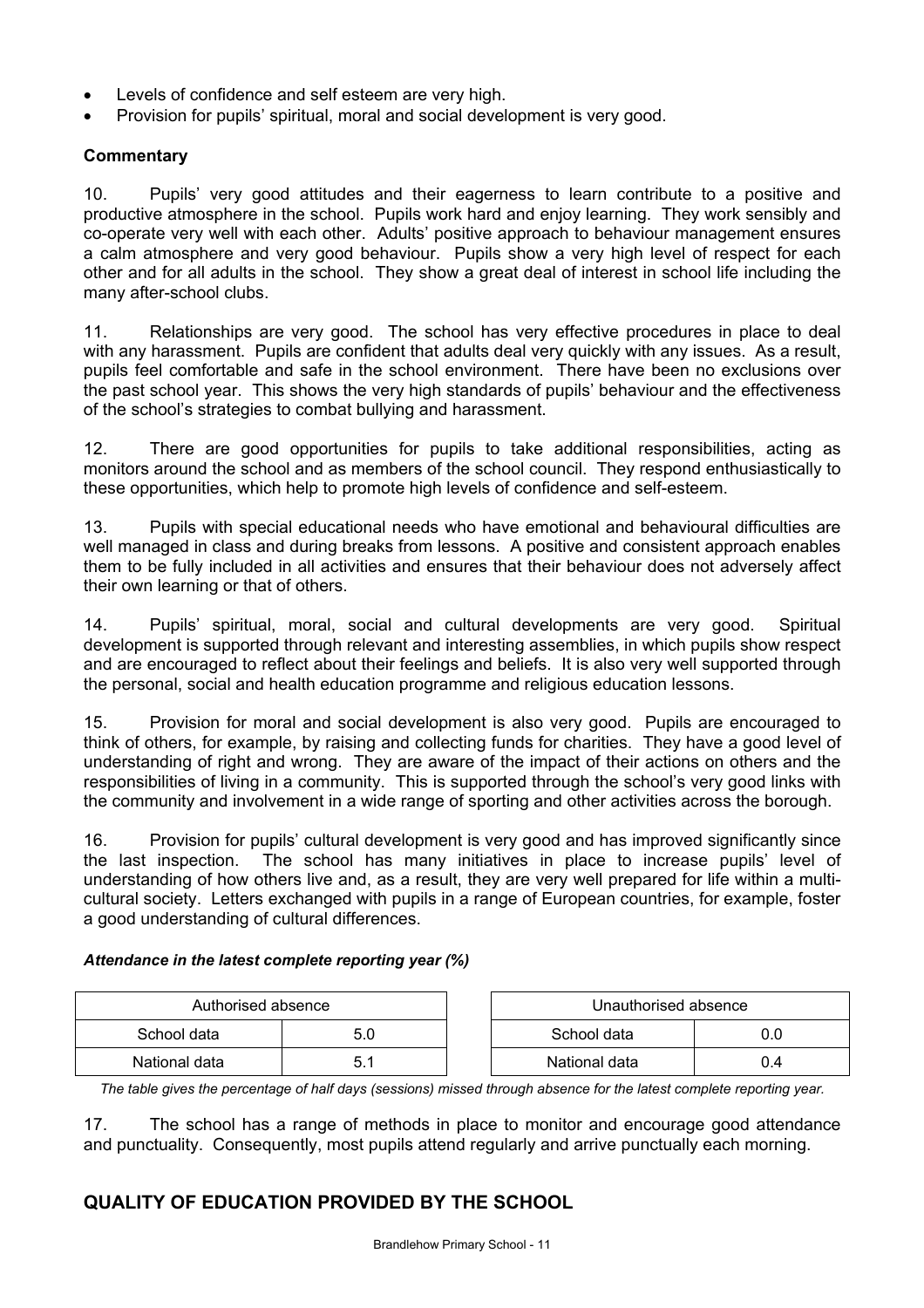- Levels of confidence and self esteem are very high.
- Provision for pupils' spiritual, moral and social development is very good.

**Commentary**

10. Pupils' very good attitudes and their eagerness to learn contribute to a positive and productive atmosphere in the school. Pupils work hard and enjoy learning. They work sensibly and co-operate very well with each other. Adults' positive approach to behaviour management ensures a calm atmosphere and very good behaviour. Pupils show a very high level of respect for each other and for all adults in the school. They show a great deal of interest in school life including the many after-school clubs.

11. Relationships are very good. The school has very effective procedures in place to deal with any harassment. Pupils are confident that adults deal very quickly with any issues. As a result, pupils feel comfortable and safe in the school environment. There have been no exclusions over the past school year. This shows the very high standards of pupils' behaviour and the effectiveness of the school's strategies to combat bullying and harassment.

12. There are good opportunities for pupils to take additional responsibilities, acting as monitors around the school and as members of the school council. They respond enthusiastically to these opportunities, which help to promote high levels of confidence and self-esteem.

13. Pupils with special educational needs who have emotional and behavioural difficulties are well managed in class and during breaks from lessons. A positive and consistent approach enables them to be fully included in all activities and ensures that their behaviour does not adversely affect their own learning or that of others.

14. Pupils' spiritual, moral, social and cultural developments are very good. Spiritual development is supported through relevant and interesting assemblies, in which pupils show respect and are encouraged to reflect about their feelings and beliefs. It is also very well supported through the personal, social and health education programme and religious education lessons.

15. Provision for moral and social development is also very good. Pupils are encouraged to think of others, for example, by raising and collecting funds for charities. They have a good level of understanding of right and wrong. They are aware of the impact of their actions on others and the responsibilities of living in a community. This is supported through the school's very good links with the community and involvement in a wide range of sporting and other activities across the borough.

16. Provision for pupils' cultural development is very good and has improved significantly since the last inspection. The school has many initiatives in place to increase pupils' level of understanding of how others live and, as a result, they are very well prepared for life within a multi-cultural society. Letters exchanged with pupils in a range of European countries, for example, foster a good understanding of cultural differences.

***Attendance in the latest complete reporting year (%)***

| Authorised absence | |
|---|---|
| School data | 5.0 |
| National data | 5.1 |

| Unauthorised absence | |
|---|---|
| School data | 0.0 |
| National data | 0.4 |

*The table gives the percentage of half days (sessions) missed through absence for the latest complete reporting year.*

17. The school has a range of methods in place to monitor and encourage good attendance and punctuality. Consequently, most pupils attend regularly and arrive punctually each morning.

## QUALITY OF EDUCATION PROVIDED BY THE SCHOOL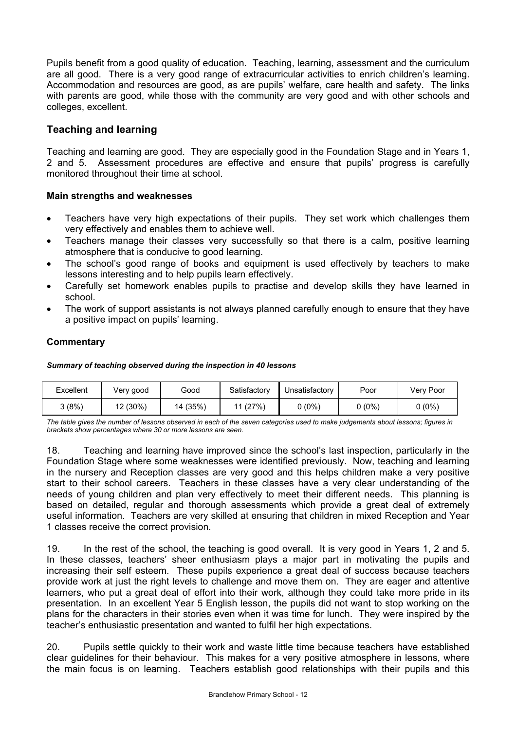Pupils benefit from a good quality of education. Teaching, learning, assessment and the curriculum are all good. There is a very good range of extracurricular activities to enrich children's learning. Accommodation and resources are good, as are pupils' welfare, care health and safety. The links with parents are good, while those with the community are very good and with other schools and colleges, excellent.

## Teaching and learning

Teaching and learning are good. They are especially good in the Foundation Stage and in Years 1, 2 and 5. Assessment procedures are effective and ensure that pupils' progress is carefully monitored throughout their time at school.

### Main strengths and weaknesses

- Teachers have very high expectations of their pupils. They set work which challenges them very effectively and enables them to achieve well.
- Teachers manage their classes very successfully so that there is a calm, positive learning atmosphere that is conducive to good learning.
- The school's good range of books and equipment is used effectively by teachers to make lessons interesting and to help pupils learn effectively.
- Carefully set homework enables pupils to practise and develop skills they have learned in school.
- The work of support assistants is not always planned carefully enough to ensure that they have a positive impact on pupils' learning.

### Commentary

***Summary of teaching observed during the inspection in 40 lessons***

| Excellent | Very good | Good | Satisfactory | Unsatisfactory | Poor | Very Poor |
|---|---|---|---|---|---|---|
| 3 (8%) | 12 (30%) | 14 (35%) | 11 (27%) | 0 (0%) | 0 (0%) | 0 (0%) |

*The table gives the number of lessons observed in each of the seven categories used to make judgements about lessons; figures in brackets show percentages where 30 or more lessons are seen.*

18. Teaching and learning have improved since the school's last inspection, particularly in the Foundation Stage where some weaknesses were identified previously. Now, teaching and learning in the nursery and Reception classes are very good and this helps children make a very positive start to their school careers. Teachers in these classes have a very clear understanding of the needs of young children and plan very effectively to meet their different needs. This planning is based on detailed, regular and thorough assessments which provide a great deal of extremely useful information. Teachers are very skilled at ensuring that children in mixed Reception and Year 1 classes receive the correct provision.

19. In the rest of the school, the teaching is good overall. It is very good in Years 1, 2 and 5. In these classes, teachers' sheer enthusiasm plays a major part in motivating the pupils and increasing their self esteem. These pupils experience a great deal of success because teachers provide work at just the right levels to challenge and move them on. They are eager and attentive learners, who put a great deal of effort into their work, although they could take more pride in its presentation. In an excellent Year 5 English lesson, the pupils did not want to stop working on the plans for the characters in their stories even when it was time for lunch. They were inspired by the teacher's enthusiastic presentation and wanted to fulfil her high expectations.

20. Pupils settle quickly to their work and waste little time because teachers have established clear guidelines for their behaviour. This makes for a very positive atmosphere in lessons, where the main focus is on learning. Teachers establish good relationships with their pupils and this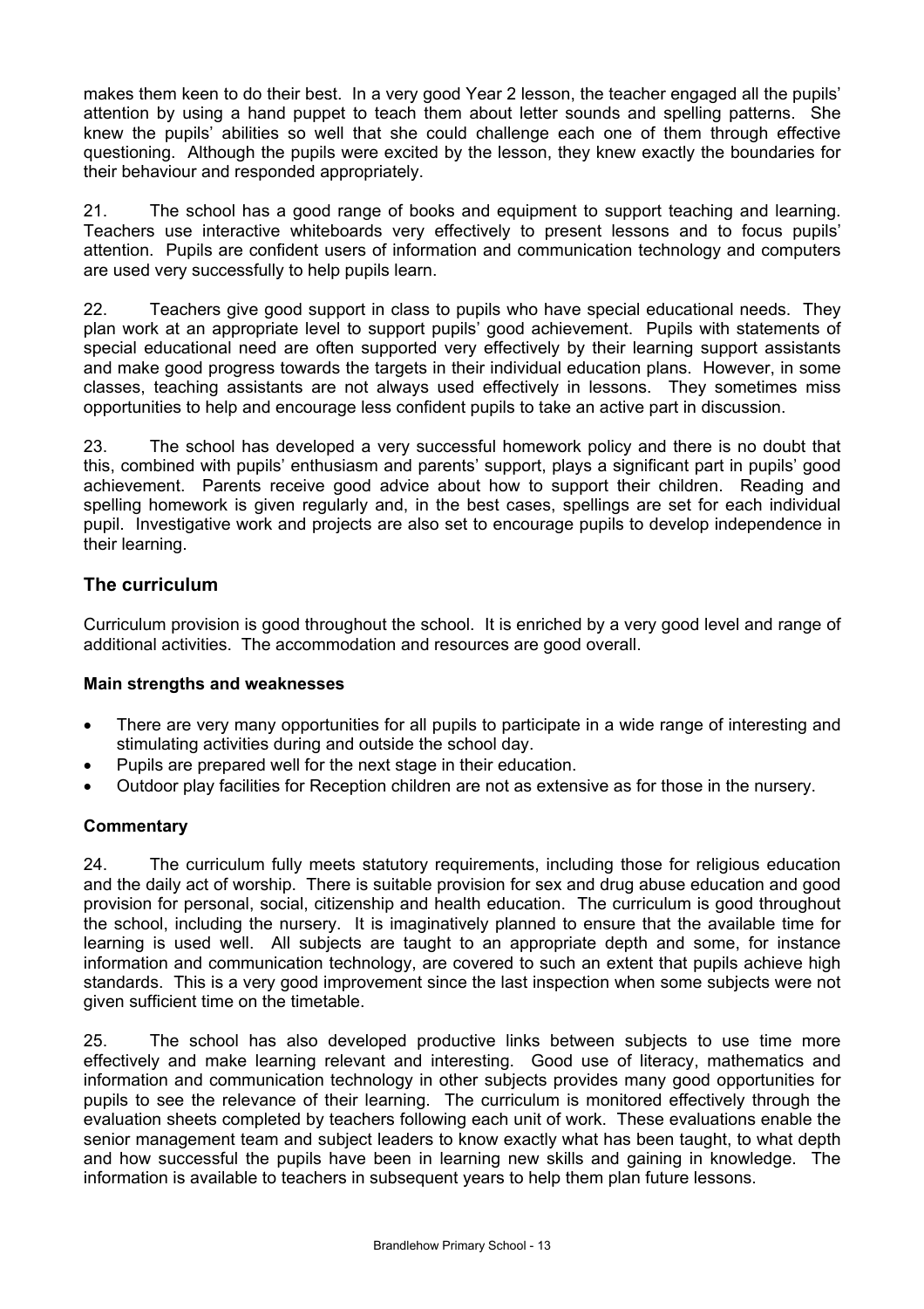makes them keen to do their best. In a very good Year 2 lesson, the teacher engaged all the pupils' attention by using a hand puppet to teach them about letter sounds and spelling patterns. She knew the pupils' abilities so well that she could challenge each one of them through effective questioning. Although the pupils were excited by the lesson, they knew exactly the boundaries for their behaviour and responded appropriately.

21. The school has a good range of books and equipment to support teaching and learning. Teachers use interactive whiteboards very effectively to present lessons and to focus pupils' attention. Pupils are confident users of information and communication technology and computers are used very successfully to help pupils learn.

22. Teachers give good support in class to pupils who have special educational needs. They plan work at an appropriate level to support pupils' good achievement. Pupils with statements of special educational need are often supported very effectively by their learning support assistants and make good progress towards the targets in their individual education plans. However, in some classes, teaching assistants are not always used effectively in lessons. They sometimes miss opportunities to help and encourage less confident pupils to take an active part in discussion.

23. The school has developed a very successful homework policy and there is no doubt that this, combined with pupils' enthusiasm and parents' support, plays a significant part in pupils' good achievement. Parents receive good advice about how to support their children. Reading and spelling homework is given regularly and, in the best cases, spellings are set for each individual pupil. Investigative work and projects are also set to encourage pupils to develop independence in their learning.

## The curriculum

Curriculum provision is good throughout the school. It is enriched by a very good level and range of additional activities. The accommodation and resources are good overall.

### Main strengths and weaknesses

- There are very many opportunities for all pupils to participate in a wide range of interesting and stimulating activities during and outside the school day.
- Pupils are prepared well for the next stage in their education.
- Outdoor play facilities for Reception children are not as extensive as for those in the nursery.

### Commentary

24. The curriculum fully meets statutory requirements, including those for religious education and the daily act of worship. There is suitable provision for sex and drug abuse education and good provision for personal, social, citizenship and health education. The curriculum is good throughout the school, including the nursery. It is imaginatively planned to ensure that the available time for learning is used well. All subjects are taught to an appropriate depth and some, for instance information and communication technology, are covered to such an extent that pupils achieve high standards. This is a very good improvement since the last inspection when some subjects were not given sufficient time on the timetable.

25. The school has also developed productive links between subjects to use time more effectively and make learning relevant and interesting. Good use of literacy, mathematics and information and communication technology in other subjects provides many good opportunities for pupils to see the relevance of their learning. The curriculum is monitored effectively through the evaluation sheets completed by teachers following each unit of work. These evaluations enable the senior management team and subject leaders to know exactly what has been taught, to what depth and how successful the pupils have been in learning new skills and gaining in knowledge. The information is available to teachers in subsequent years to help them plan future lessons.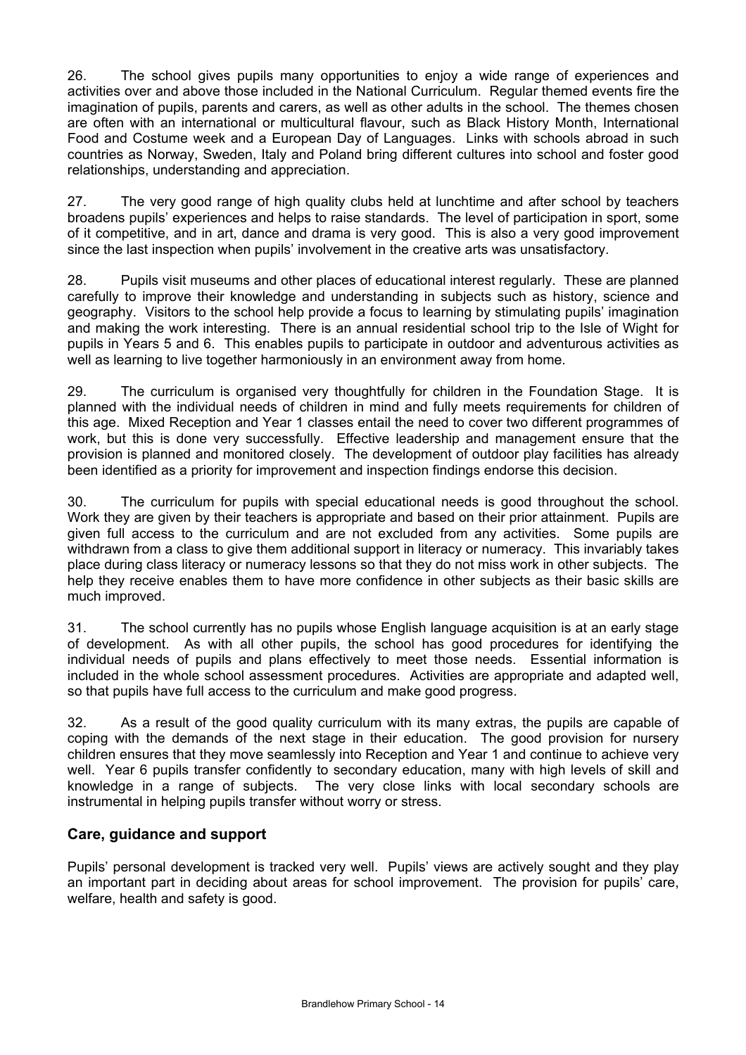26. The school gives pupils many opportunities to enjoy a wide range of experiences and activities over and above those included in the National Curriculum. Regular themed events fire the imagination of pupils, parents and carers, as well as other adults in the school. The themes chosen are often with an international or multicultural flavour, such as Black History Month, International Food and Costume week and a European Day of Languages. Links with schools abroad in such countries as Norway, Sweden, Italy and Poland bring different cultures into school and foster good relationships, understanding and appreciation.

27. The very good range of high quality clubs held at lunchtime and after school by teachers broadens pupils' experiences and helps to raise standards. The level of participation in sport, some of it competitive, and in art, dance and drama is very good. This is also a very good improvement since the last inspection when pupils' involvement in the creative arts was unsatisfactory.

28. Pupils visit museums and other places of educational interest regularly. These are planned carefully to improve their knowledge and understanding in subjects such as history, science and geography. Visitors to the school help provide a focus to learning by stimulating pupils' imagination and making the work interesting. There is an annual residential school trip to the Isle of Wight for pupils in Years 5 and 6. This enables pupils to participate in outdoor and adventurous activities as well as learning to live together harmoniously in an environment away from home.

29. The curriculum is organised very thoughtfully for children in the Foundation Stage. It is planned with the individual needs of children in mind and fully meets requirements for children of this age. Mixed Reception and Year 1 classes entail the need to cover two different programmes of work, but this is done very successfully. Effective leadership and management ensure that the provision is planned and monitored closely. The development of outdoor play facilities has already been identified as a priority for improvement and inspection findings endorse this decision.

30. The curriculum for pupils with special educational needs is good throughout the school. Work they are given by their teachers is appropriate and based on their prior attainment. Pupils are given full access to the curriculum and are not excluded from any activities. Some pupils are withdrawn from a class to give them additional support in literacy or numeracy. This invariably takes place during class literacy or numeracy lessons so that they do not miss work in other subjects. The help they receive enables them to have more confidence in other subjects as their basic skills are much improved.

31. The school currently has no pupils whose English language acquisition is at an early stage of development. As with all other pupils, the school has good procedures for identifying the individual needs of pupils and plans effectively to meet those needs. Essential information is included in the whole school assessment procedures. Activities are appropriate and adapted well, so that pupils have full access to the curriculum and make good progress.

32. As a result of the good quality curriculum with its many extras, the pupils are capable of coping with the demands of the next stage in their education. The good provision for nursery children ensures that they move seamlessly into Reception and Year 1 and continue to achieve very well. Year 6 pupils transfer confidently to secondary education, many with high levels of skill and knowledge in a range of subjects. The very close links with local secondary schools are instrumental in helping pupils transfer without worry or stress.

## Care, guidance and support

Pupils' personal development is tracked very well. Pupils' views are actively sought and they play an important part in deciding about areas for school improvement. The provision for pupils' care, welfare, health and safety is good.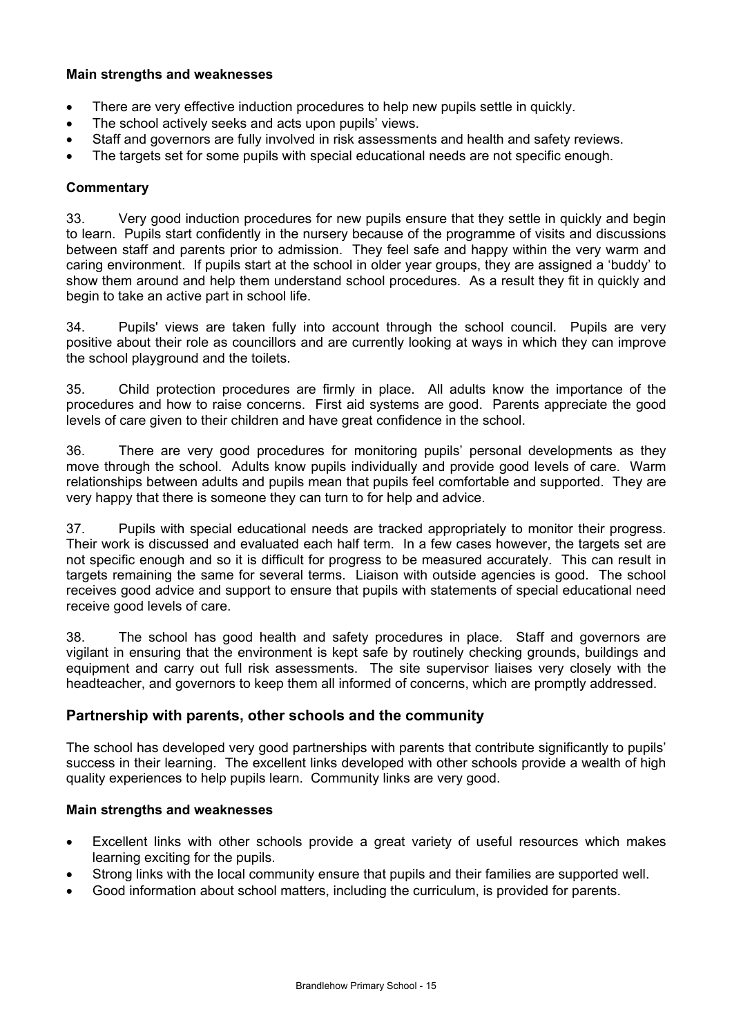**Main strengths and weaknesses**

- There are very effective induction procedures to help new pupils settle in quickly.
- The school actively seeks and acts upon pupils' views.
- Staff and governors are fully involved in risk assessments and health and safety reviews.
- The targets set for some pupils with special educational needs are not specific enough.

**Commentary**

33. Very good induction procedures for new pupils ensure that they settle in quickly and begin to learn. Pupils start confidently in the nursery because of the programme of visits and discussions between staff and parents prior to admission. They feel safe and happy within the very warm and caring environment. If pupils start at the school in older year groups, they are assigned a 'buddy' to show them around and help them understand school procedures. As a result they fit in quickly and begin to take an active part in school life.

34. Pupils' views are taken fully into account through the school council. Pupils are very positive about their role as councillors and are currently looking at ways in which they can improve the school playground and the toilets.

35. Child protection procedures are firmly in place. All adults know the importance of the procedures and how to raise concerns. First aid systems are good. Parents appreciate the good levels of care given to their children and have great confidence in the school.

36. There are very good procedures for monitoring pupils' personal developments as they move through the school. Adults know pupils individually and provide good levels of care. Warm relationships between adults and pupils mean that pupils feel comfortable and supported. They are very happy that there is someone they can turn to for help and advice.

37. Pupils with special educational needs are tracked appropriately to monitor their progress. Their work is discussed and evaluated each half term. In a few cases however, the targets set are not specific enough and so it is difficult for progress to be measured accurately. This can result in targets remaining the same for several terms. Liaison with outside agencies is good. The school receives good advice and support to ensure that pupils with statements of special educational need receive good levels of care.

38. The school has good health and safety procedures in place. Staff and governors are vigilant in ensuring that the environment is kept safe by routinely checking grounds, buildings and equipment and carry out full risk assessments. The site supervisor liaises very closely with the headteacher, and governors to keep them all informed of concerns, which are promptly addressed.

## Partnership with parents, other schools and the community

The school has developed very good partnerships with parents that contribute significantly to pupils' success in their learning. The excellent links developed with other schools provide a wealth of high quality experiences to help pupils learn. Community links are very good.

**Main strengths and weaknesses**

- Excellent links with other schools provide a great variety of useful resources which makes learning exciting for the pupils.
- Strong links with the local community ensure that pupils and their families are supported well.
- Good information about school matters, including the curriculum, is provided for parents.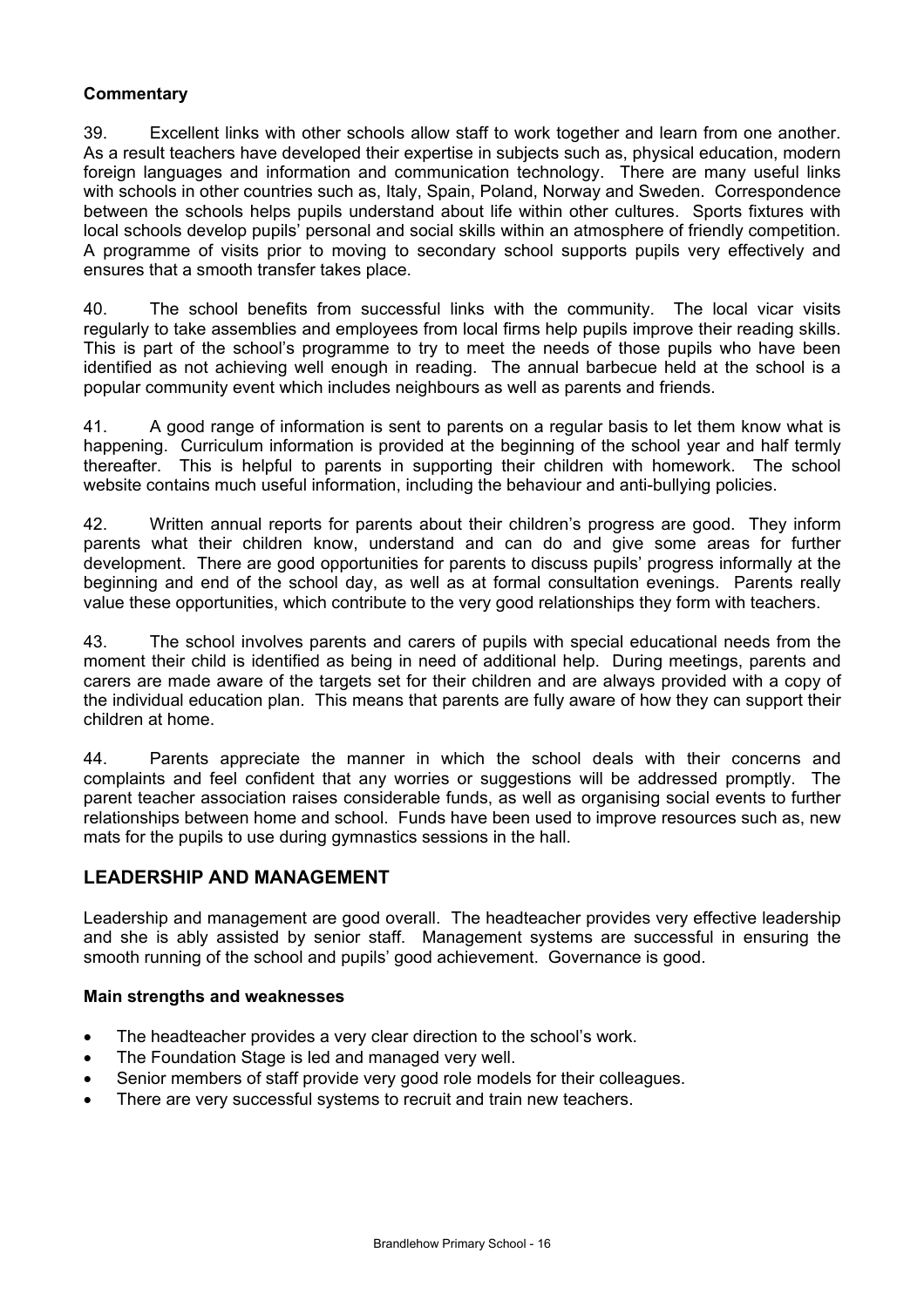**Commentary**

39. Excellent links with other schools allow staff to work together and learn from one another. As a result teachers have developed their expertise in subjects such as, physical education, modern foreign languages and information and communication technology. There are many useful links with schools in other countries such as, Italy, Spain, Poland, Norway and Sweden. Correspondence between the schools helps pupils understand about life within other cultures. Sports fixtures with local schools develop pupils' personal and social skills within an atmosphere of friendly competition. A programme of visits prior to moving to secondary school supports pupils very effectively and ensures that a smooth transfer takes place.

40. The school benefits from successful links with the community. The local vicar visits regularly to take assemblies and employees from local firms help pupils improve their reading skills. This is part of the school's programme to try to meet the needs of those pupils who have been identified as not achieving well enough in reading. The annual barbecue held at the school is a popular community event which includes neighbours as well as parents and friends.

41. A good range of information is sent to parents on a regular basis to let them know what is happening. Curriculum information is provided at the beginning of the school year and half termly thereafter. This is helpful to parents in supporting their children with homework. The school website contains much useful information, including the behaviour and anti-bullying policies.

42. Written annual reports for parents about their children's progress are good. They inform parents what their children know, understand and can do and give some areas for further development. There are good opportunities for parents to discuss pupils' progress informally at the beginning and end of the school day, as well as at formal consultation evenings. Parents really value these opportunities, which contribute to the very good relationships they form with teachers.

43. The school involves parents and carers of pupils with special educational needs from the moment their child is identified as being in need of additional help. During meetings, parents and carers are made aware of the targets set for their children and are always provided with a copy of the individual education plan. This means that parents are fully aware of how they can support their children at home.

44. Parents appreciate the manner in which the school deals with their concerns and complaints and feel confident that any worries or suggestions will be addressed promptly. The parent teacher association raises considerable funds, as well as organising social events to further relationships between home and school. Funds have been used to improve resources such as, new mats for the pupils to use during gymnastics sessions in the hall.

## LEADERSHIP AND MANAGEMENT

Leadership and management are good overall. The headteacher provides very effective leadership and she is ably assisted by senior staff. Management systems are successful in ensuring the smooth running of the school and pupils' good achievement. Governance is good.

**Main strengths and weaknesses**

- The headteacher provides a very clear direction to the school's work.
- The Foundation Stage is led and managed very well.
- Senior members of staff provide very good role models for their colleagues.
- There are very successful systems to recruit and train new teachers.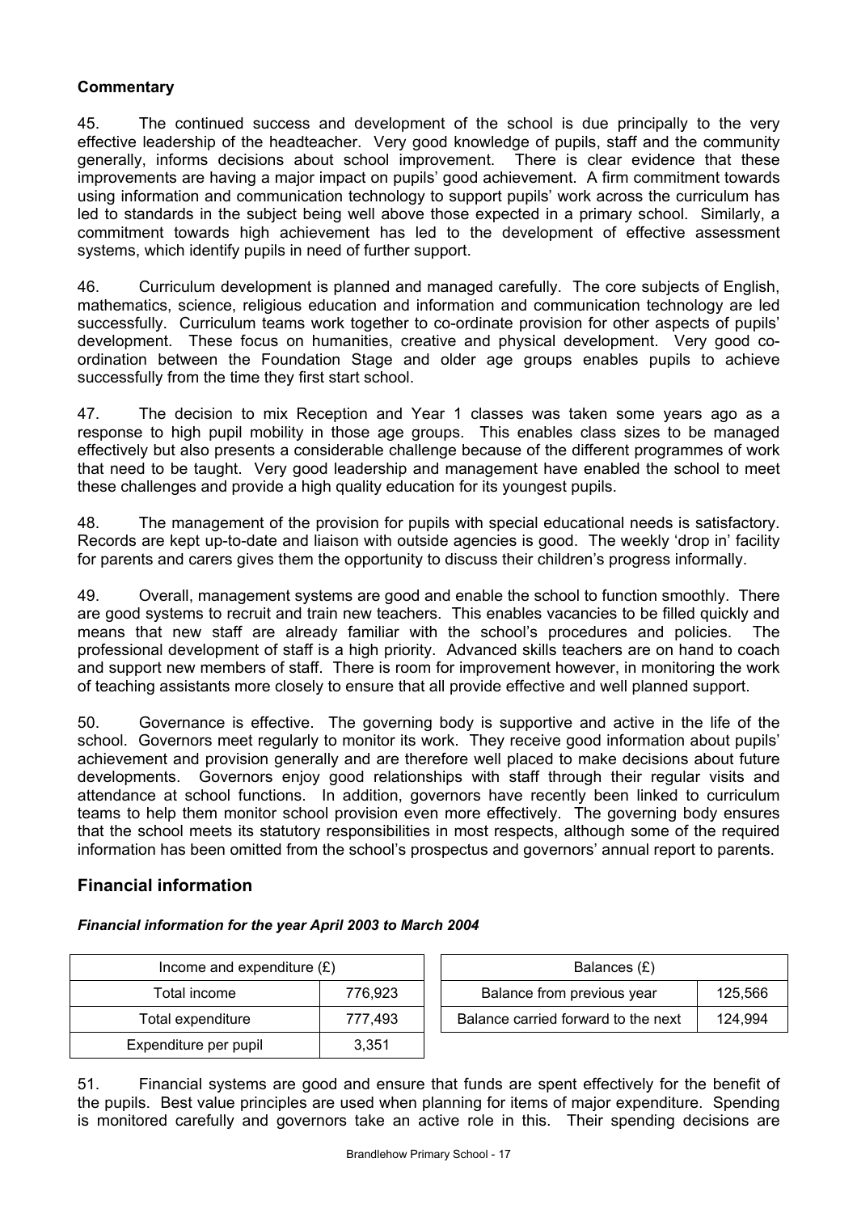### Commentary

45. The continued success and development of the school is due principally to the very effective leadership of the headteacher. Very good knowledge of pupils, staff and the community generally, informs decisions about school improvement. There is clear evidence that these improvements are having a major impact on pupils' good achievement. A firm commitment towards using information and communication technology to support pupils' work across the curriculum has led to standards in the subject being well above those expected in a primary school. Similarly, a commitment towards high achievement has led to the development of effective assessment systems, which identify pupils in need of further support.

46. Curriculum development is planned and managed carefully. The core subjects of English, mathematics, science, religious education and information and communication technology are led successfully. Curriculum teams work together to co-ordinate provision for other aspects of pupils' development. These focus on humanities, creative and physical development. Very good co-ordination between the Foundation Stage and older age groups enables pupils to achieve successfully from the time they first start school.

47. The decision to mix Reception and Year 1 classes was taken some years ago as a response to high pupil mobility in those age groups. This enables class sizes to be managed effectively but also presents a considerable challenge because of the different programmes of work that need to be taught. Very good leadership and management have enabled the school to meet these challenges and provide a high quality education for its youngest pupils.

48. The management of the provision for pupils with special educational needs is satisfactory. Records are kept up-to-date and liaison with outside agencies is good. The weekly 'drop in' facility for parents and carers gives them the opportunity to discuss their children's progress informally.

49. Overall, management systems are good and enable the school to function smoothly. There are good systems to recruit and train new teachers. This enables vacancies to be filled quickly and means that new staff are already familiar with the school's procedures and policies. The professional development of staff is a high priority. Advanced skills teachers are on hand to coach and support new members of staff. There is room for improvement however, in monitoring the work of teaching assistants more closely to ensure that all provide effective and well planned support.

50. Governance is effective. The governing body is supportive and active in the life of the school. Governors meet regularly to monitor its work. They receive good information about pupils' achievement and provision generally and are therefore well placed to make decisions about future developments. Governors enjoy good relationships with staff through their regular visits and attendance at school functions. In addition, governors have recently been linked to curriculum teams to help them monitor school provision even more effectively. The governing body ensures that the school meets its statutory responsibilities in most respects, although some of the required information has been omitted from the school's prospectus and governors' annual report to parents.

## Financial information

***Financial information for the year April 2003 to March 2004***

| Income and expenditure (£) | |
|---|---|
| Total income | 776,923 |
| Total expenditure | 777,493 |
| Expenditure per pupil | 3,351 |

| Balances (£) | |
|---|---|
| Balance from previous year | 125,566 |
| Balance carried forward to the next | 124,994 |

51. Financial systems are good and ensure that funds are spent effectively for the benefit of the pupils. Best value principles are used when planning for items of major expenditure. Spending is monitored carefully and governors take an active role in this. Their spending decisions are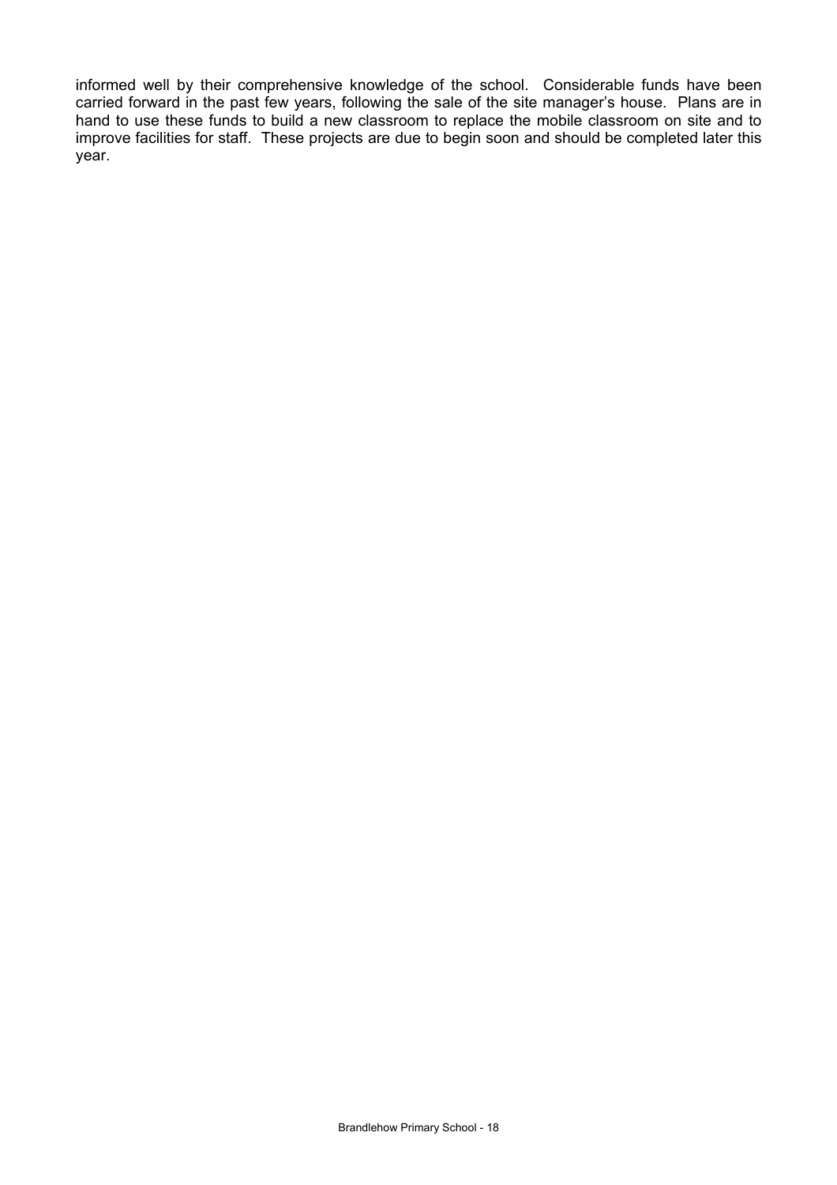informed well by their comprehensive knowledge of the school. Considerable funds have been carried forward in the past few years, following the sale of the site manager's house. Plans are in hand to use these funds to build a new classroom to replace the mobile classroom on site and to improve facilities for staff. These projects are due to begin soon and should be completed later this year.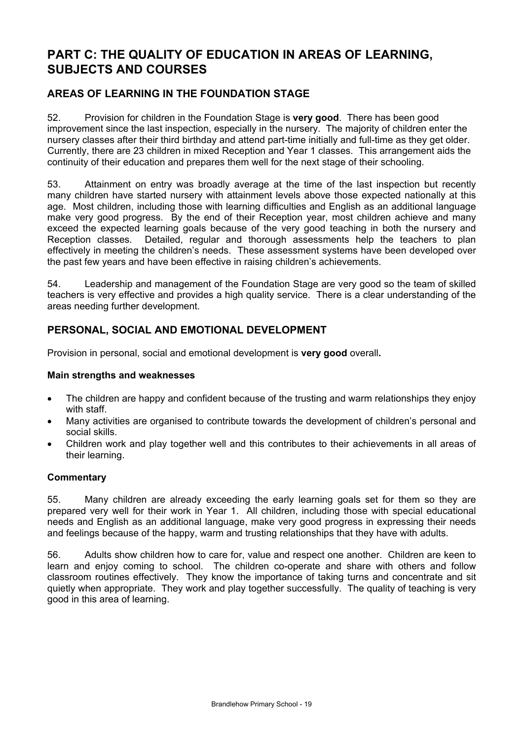# PART C: THE QUALITY OF EDUCATION IN AREAS OF LEARNING, SUBJECTS AND COURSES

## AREAS OF LEARNING IN THE FOUNDATION STAGE

52. Provision for children in the Foundation Stage is **very good**. There has been good improvement since the last inspection, especially in the nursery. The majority of children enter the nursery classes after their third birthday and attend part-time initially and full-time as they get older. Currently, there are 23 children in mixed Reception and Year 1 classes. This arrangement aids the continuity of their education and prepares them well for the next stage of their schooling.

53. Attainment on entry was broadly average at the time of the last inspection but recently many children have started nursery with attainment levels above those expected nationally at this age. Most children, including those with learning difficulties and English as an additional language make very good progress. By the end of their Reception year, most children achieve and many exceed the expected learning goals because of the very good teaching in both the nursery and Reception classes. Detailed, regular and thorough assessments help the teachers to plan effectively in meeting the children's needs. These assessment systems have been developed over the past few years and have been effective in raising children's achievements.

54. Leadership and management of the Foundation Stage are very good so the team of skilled teachers is very effective and provides a high quality service. There is a clear understanding of the areas needing further development.

## PERSONAL, SOCIAL AND EMOTIONAL DEVELOPMENT

Provision in personal, social and emotional development is **very good** overall**.**

### Main strengths and weaknesses

- The children are happy and confident because of the trusting and warm relationships they enjoy with staff.
- Many activities are organised to contribute towards the development of children's personal and social skills.
- Children work and play together well and this contributes to their achievements in all areas of their learning.

### Commentary

55. Many children are already exceeding the early learning goals set for them so they are prepared very well for their work in Year 1. All children, including those with special educational needs and English as an additional language, make very good progress in expressing their needs and feelings because of the happy, warm and trusting relationships that they have with adults.

56. Adults show children how to care for, value and respect one another. Children are keen to learn and enjoy coming to school. The children co-operate and share with others and follow classroom routines effectively. They know the importance of taking turns and concentrate and sit quietly when appropriate. They work and play together successfully. The quality of teaching is very good in this area of learning.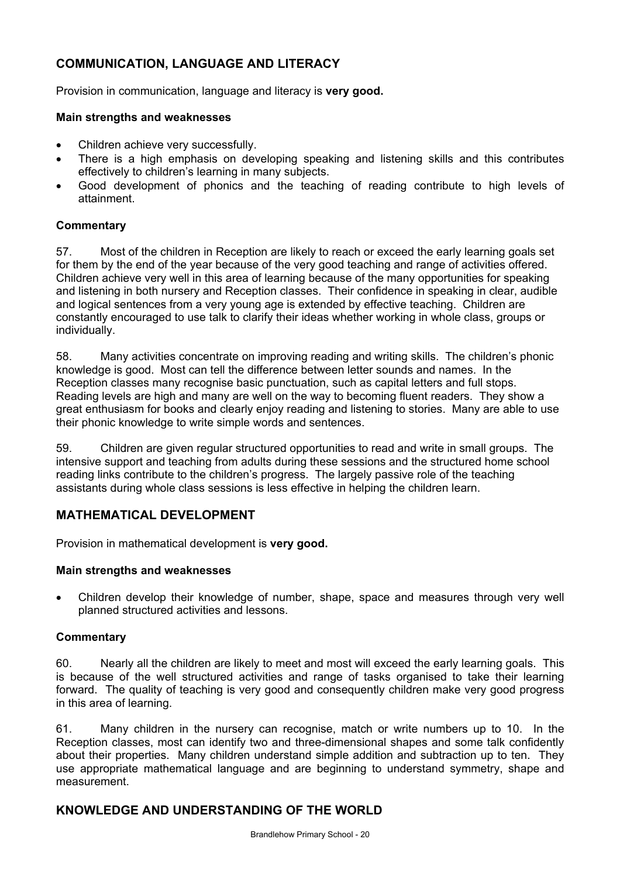## COMMUNICATION, LANGUAGE AND LITERACY

Provision in communication, language and literacy is **very good.**

**Main strengths and weaknesses**

- Children achieve very successfully.
- There is a high emphasis on developing speaking and listening skills and this contributes effectively to children's learning in many subjects.
- Good development of phonics and the teaching of reading contribute to high levels of attainment.

**Commentary**

57. Most of the children in Reception are likely to reach or exceed the early learning goals set for them by the end of the year because of the very good teaching and range of activities offered. Children achieve very well in this area of learning because of the many opportunities for speaking and listening in both nursery and Reception classes. Their confidence in speaking in clear, audible and logical sentences from a very young age is extended by effective teaching. Children are constantly encouraged to use talk to clarify their ideas whether working in whole class, groups or individually.

58. Many activities concentrate on improving reading and writing skills. The children's phonic knowledge is good. Most can tell the difference between letter sounds and names. In the Reception classes many recognise basic punctuation, such as capital letters and full stops. Reading levels are high and many are well on the way to becoming fluent readers. They show a great enthusiasm for books and clearly enjoy reading and listening to stories. Many are able to use their phonic knowledge to write simple words and sentences.

59. Children are given regular structured opportunities to read and write in small groups. The intensive support and teaching from adults during these sessions and the structured home school reading links contribute to the children's progress. The largely passive role of the teaching assistants during whole class sessions is less effective in helping the children learn.

## MATHEMATICAL DEVELOPMENT

Provision in mathematical development is **very good.**

**Main strengths and weaknesses**

- Children develop their knowledge of number, shape, space and measures through very well planned structured activities and lessons.

**Commentary**

60. Nearly all the children are likely to meet and most will exceed the early learning goals. This is because of the well structured activities and range of tasks organised to take their learning forward. The quality of teaching is very good and consequently children make very good progress in this area of learning.

61. Many children in the nursery can recognise, match or write numbers up to 10. In the Reception classes, most can identify two and three-dimensional shapes and some talk confidently about their properties. Many children understand simple addition and subtraction up to ten. They use appropriate mathematical language and are beginning to understand symmetry, shape and measurement.

## KNOWLEDGE AND UNDERSTANDING OF THE WORLD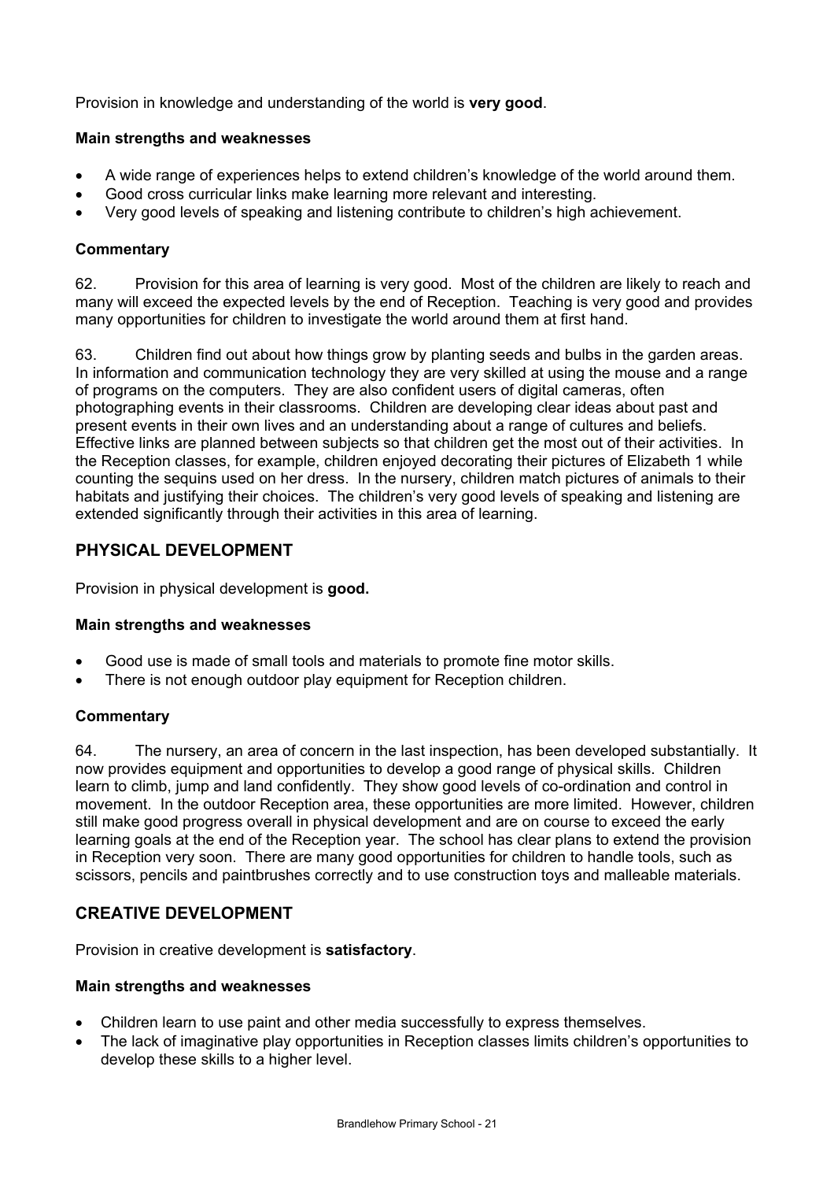Provision in knowledge and understanding of the world is **very good**.

**Main strengths and weaknesses**

- A wide range of experiences helps to extend children's knowledge of the world around them.
- Good cross curricular links make learning more relevant and interesting.
- Very good levels of speaking and listening contribute to children's high achievement.

**Commentary**

62. Provision for this area of learning is very good. Most of the children are likely to reach and many will exceed the expected levels by the end of Reception. Teaching is very good and provides many opportunities for children to investigate the world around them at first hand.

63. Children find out about how things grow by planting seeds and bulbs in the garden areas. In information and communication technology they are very skilled at using the mouse and a range of programs on the computers. They are also confident users of digital cameras, often photographing events in their classrooms. Children are developing clear ideas about past and present events in their own lives and an understanding about a range of cultures and beliefs. Effective links are planned between subjects so that children get the most out of their activities. In the Reception classes, for example, children enjoyed decorating their pictures of Elizabeth 1 while counting the sequins used on her dress. In the nursery, children match pictures of animals to their habitats and justifying their choices. The children's very good levels of speaking and listening are extended significantly through their activities in this area of learning.

## PHYSICAL DEVELOPMENT

Provision in physical development is **good.**

**Main strengths and weaknesses**

- Good use is made of small tools and materials to promote fine motor skills.
- There is not enough outdoor play equipment for Reception children.

**Commentary**

64. The nursery, an area of concern in the last inspection, has been developed substantially. It now provides equipment and opportunities to develop a good range of physical skills. Children learn to climb, jump and land confidently. They show good levels of co-ordination and control in movement. In the outdoor Reception area, these opportunities are more limited. However, children still make good progress overall in physical development and are on course to exceed the early learning goals at the end of the Reception year. The school has clear plans to extend the provision in Reception very soon. There are many good opportunities for children to handle tools, such as scissors, pencils and paintbrushes correctly and to use construction toys and malleable materials.

## CREATIVE DEVELOPMENT

Provision in creative development is **satisfactory**.

**Main strengths and weaknesses**

- Children learn to use paint and other media successfully to express themselves.
- The lack of imaginative play opportunities in Reception classes limits children's opportunities to develop these skills to a higher level.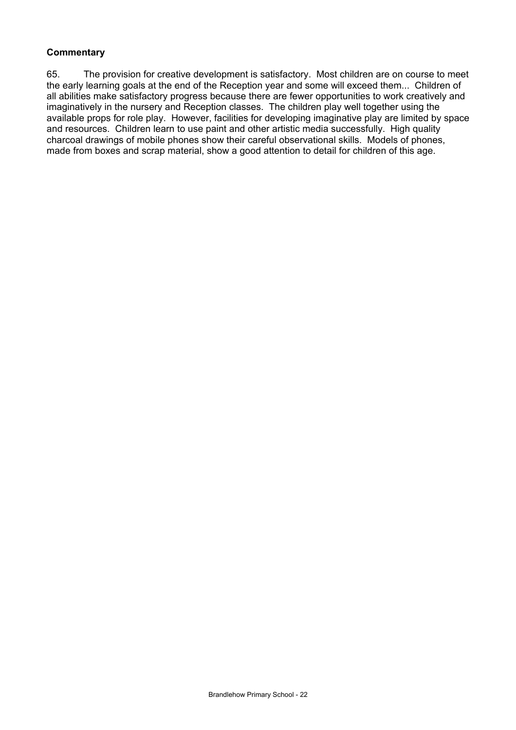**Commentary**

65. The provision for creative development is satisfactory. Most children are on course to meet the early learning goals at the end of the Reception year and some will exceed them... Children of all abilities make satisfactory progress because there are fewer opportunities to work creatively and imaginatively in the nursery and Reception classes. The children play well together using the available props for role play. However, facilities for developing imaginative play are limited by space and resources. Children learn to use paint and other artistic media successfully. High quality charcoal drawings of mobile phones show their careful observational skills. Models of phones, made from boxes and scrap material, show a good attention to detail for children of this age.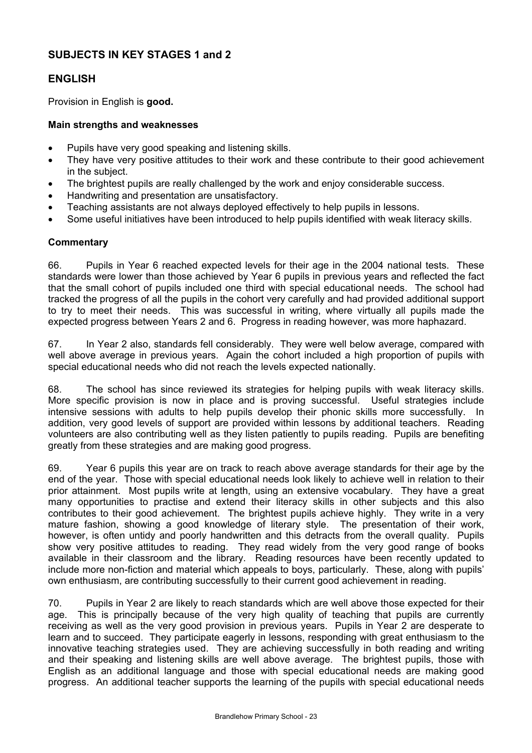## SUBJECTS IN KEY STAGES 1 and 2

## ENGLISH

Provision in English is **good.**

### Main strengths and weaknesses

- Pupils have very good speaking and listening skills.
- They have very positive attitudes to their work and these contribute to their good achievement in the subject.
- The brightest pupils are really challenged by the work and enjoy considerable success.
- Handwriting and presentation are unsatisfactory.
- Teaching assistants are not always deployed effectively to help pupils in lessons.
- Some useful initiatives have been introduced to help pupils identified with weak literacy skills.

### Commentary

66. Pupils in Year 6 reached expected levels for their age in the 2004 national tests. These standards were lower than those achieved by Year 6 pupils in previous years and reflected the fact that the small cohort of pupils included one third with special educational needs. The school had tracked the progress of all the pupils in the cohort very carefully and had provided additional support to try to meet their needs. This was successful in writing, where virtually all pupils made the expected progress between Years 2 and 6. Progress in reading however, was more haphazard.

67. In Year 2 also, standards fell considerably. They were well below average, compared with well above average in previous years. Again the cohort included a high proportion of pupils with special educational needs who did not reach the levels expected nationally.

68. The school has since reviewed its strategies for helping pupils with weak literacy skills. More specific provision is now in place and is proving successful. Useful strategies include intensive sessions with adults to help pupils develop their phonic skills more successfully. In addition, very good levels of support are provided within lessons by additional teachers. Reading volunteers are also contributing well as they listen patiently to pupils reading. Pupils are benefiting greatly from these strategies and are making good progress.

69. Year 6 pupils this year are on track to reach above average standards for their age by the end of the year. Those with special educational needs look likely to achieve well in relation to their prior attainment. Most pupils write at length, using an extensive vocabulary. They have a great many opportunities to practise and extend their literacy skills in other subjects and this also contributes to their good achievement. The brightest pupils achieve highly. They write in a very mature fashion, showing a good knowledge of literary style. The presentation of their work, however, is often untidy and poorly handwritten and this detracts from the overall quality. Pupils show very positive attitudes to reading. They read widely from the very good range of books available in their classroom and the library. Reading resources have been recently updated to include more non-fiction and material which appeals to boys, particularly. These, along with pupils' own enthusiasm, are contributing successfully to their current good achievement in reading.

70. Pupils in Year 2 are likely to reach standards which are well above those expected for their age. This is principally because of the very high quality of teaching that pupils are currently receiving as well as the very good provision in previous years. Pupils in Year 2 are desperate to learn and to succeed. They participate eagerly in lessons, responding with great enthusiasm to the innovative teaching strategies used. They are achieving successfully in both reading and writing and their speaking and listening skills are well above average. The brightest pupils, those with English as an additional language and those with special educational needs are making good progress. An additional teacher supports the learning of the pupils with special educational needs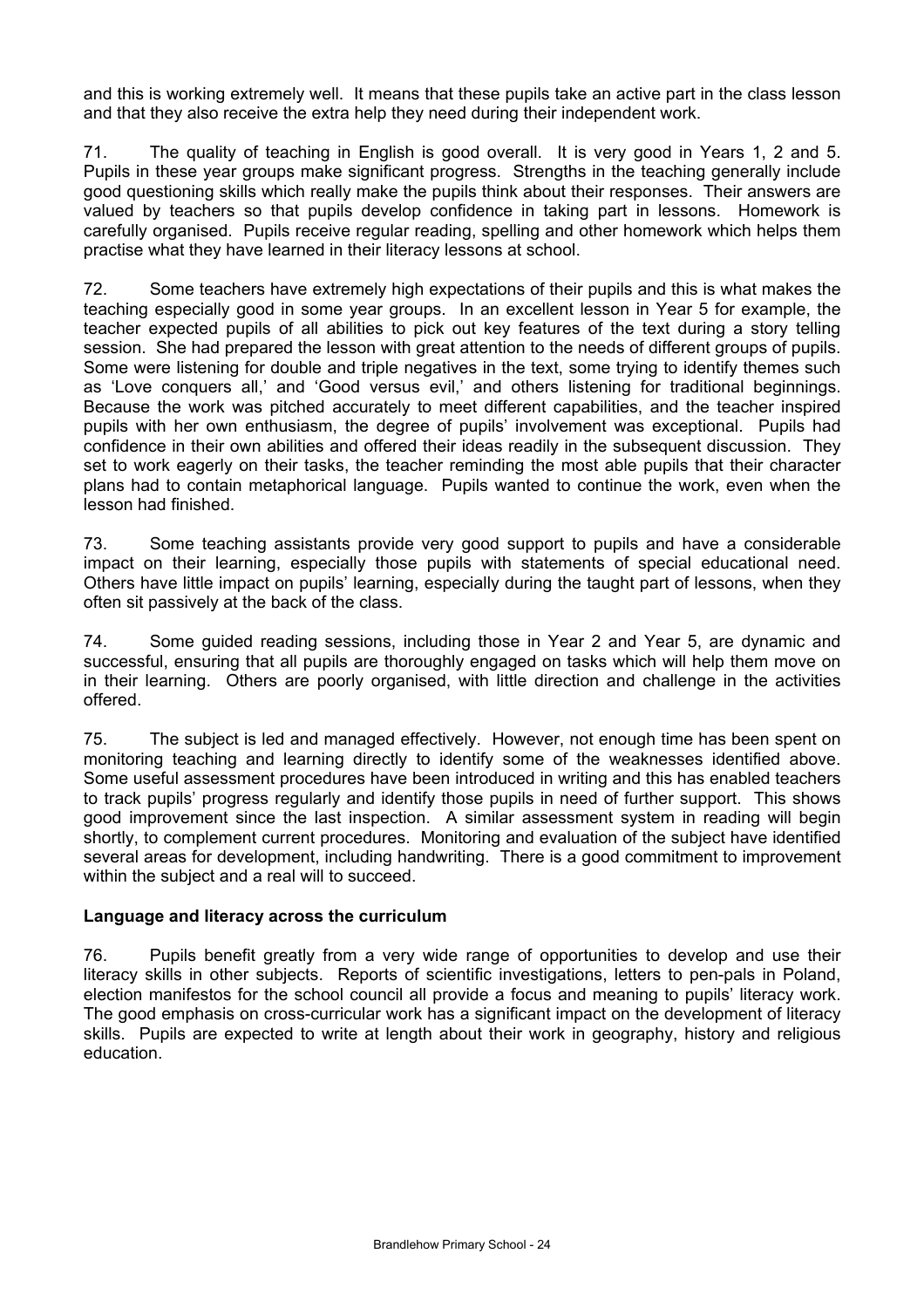and this is working extremely well. It means that these pupils take an active part in the class lesson and that they also receive the extra help they need during their independent work.

71. The quality of teaching in English is good overall. It is very good in Years 1, 2 and 5. Pupils in these year groups make significant progress. Strengths in the teaching generally include good questioning skills which really make the pupils think about their responses. Their answers are valued by teachers so that pupils develop confidence in taking part in lessons. Homework is carefully organised. Pupils receive regular reading, spelling and other homework which helps them practise what they have learned in their literacy lessons at school.

72. Some teachers have extremely high expectations of their pupils and this is what makes the teaching especially good in some year groups. In an excellent lesson in Year 5 for example, the teacher expected pupils of all abilities to pick out key features of the text during a story telling session. She had prepared the lesson with great attention to the needs of different groups of pupils. Some were listening for double and triple negatives in the text, some trying to identify themes such as 'Love conquers all,' and 'Good versus evil,' and others listening for traditional beginnings. Because the work was pitched accurately to meet different capabilities, and the teacher inspired pupils with her own enthusiasm, the degree of pupils' involvement was exceptional. Pupils had confidence in their own abilities and offered their ideas readily in the subsequent discussion. They set to work eagerly on their tasks, the teacher reminding the most able pupils that their character plans had to contain metaphorical language. Pupils wanted to continue the work, even when the lesson had finished.

73. Some teaching assistants provide very good support to pupils and have a considerable impact on their learning, especially those pupils with statements of special educational need. Others have little impact on pupils' learning, especially during the taught part of lessons, when they often sit passively at the back of the class.

74. Some guided reading sessions, including those in Year 2 and Year 5, are dynamic and successful, ensuring that all pupils are thoroughly engaged on tasks which will help them move on in their learning. Others are poorly organised, with little direction and challenge in the activities offered.

75. The subject is led and managed effectively. However, not enough time has been spent on monitoring teaching and learning directly to identify some of the weaknesses identified above. Some useful assessment procedures have been introduced in writing and this has enabled teachers to track pupils' progress regularly and identify those pupils in need of further support. This shows good improvement since the last inspection. A similar assessment system in reading will begin shortly, to complement current procedures. Monitoring and evaluation of the subject have identified several areas for development, including handwriting. There is a good commitment to improvement within the subject and a real will to succeed.

### Language and literacy across the curriculum

76. Pupils benefit greatly from a very wide range of opportunities to develop and use their literacy skills in other subjects. Reports of scientific investigations, letters to pen-pals in Poland, election manifestos for the school council all provide a focus and meaning to pupils' literacy work. The good emphasis on cross-curricular work has a significant impact on the development of literacy skills. Pupils are expected to write at length about their work in geography, history and religious education.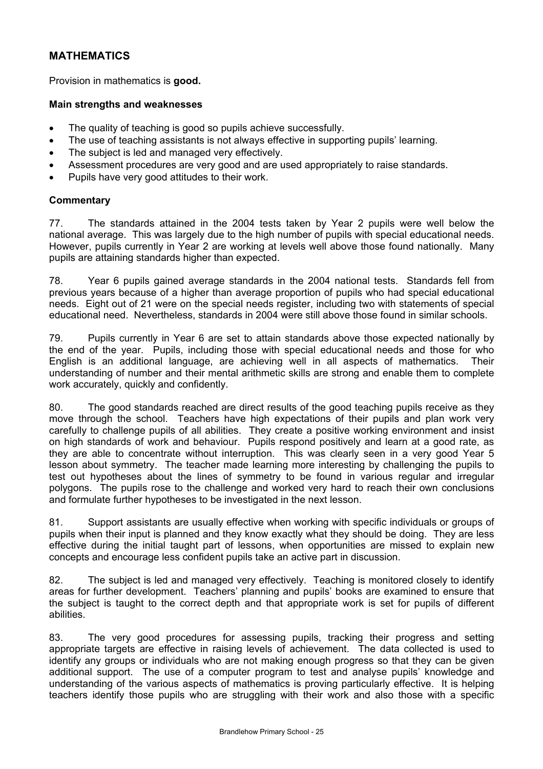## MATHEMATICS

Provision in mathematics is **good.**

### Main strengths and weaknesses

- The quality of teaching is good so pupils achieve successfully.
- The use of teaching assistants is not always effective in supporting pupils' learning.
- The subject is led and managed very effectively.
- Assessment procedures are very good and are used appropriately to raise standards.
- Pupils have very good attitudes to their work.

### Commentary

77. The standards attained in the 2004 tests taken by Year 2 pupils were well below the national average. This was largely due to the high number of pupils with special educational needs. However, pupils currently in Year 2 are working at levels well above those found nationally. Many pupils are attaining standards higher than expected.

78. Year 6 pupils gained average standards in the 2004 national tests. Standards fell from previous years because of a higher than average proportion of pupils who had special educational needs. Eight out of 21 were on the special needs register, including two with statements of special educational need. Nevertheless, standards in 2004 were still above those found in similar schools.

79. Pupils currently in Year 6 are set to attain standards above those expected nationally by the end of the year. Pupils, including those with special educational needs and those for who English is an additional language, are achieving well in all aspects of mathematics. Their understanding of number and their mental arithmetic skills are strong and enable them to complete work accurately, quickly and confidently.

80. The good standards reached are direct results of the good teaching pupils receive as they move through the school. Teachers have high expectations of their pupils and plan work very carefully to challenge pupils of all abilities. They create a positive working environment and insist on high standards of work and behaviour. Pupils respond positively and learn at a good rate, as they are able to concentrate without interruption. This was clearly seen in a very good Year 5 lesson about symmetry. The teacher made learning more interesting by challenging the pupils to test out hypotheses about the lines of symmetry to be found in various regular and irregular polygons. The pupils rose to the challenge and worked very hard to reach their own conclusions and formulate further hypotheses to be investigated in the next lesson.

81. Support assistants are usually effective when working with specific individuals or groups of pupils when their input is planned and they know exactly what they should be doing. They are less effective during the initial taught part of lessons, when opportunities are missed to explain new concepts and encourage less confident pupils take an active part in discussion.

82. The subject is led and managed very effectively. Teaching is monitored closely to identify areas for further development. Teachers' planning and pupils' books are examined to ensure that the subject is taught to the correct depth and that appropriate work is set for pupils of different abilities.

83. The very good procedures for assessing pupils, tracking their progress and setting appropriate targets are effective in raising levels of achievement. The data collected is used to identify any groups or individuals who are not making enough progress so that they can be given additional support. The use of a computer program to test and analyse pupils' knowledge and understanding of the various aspects of mathematics is proving particularly effective. It is helping teachers identify those pupils who are struggling with their work and also those with a specific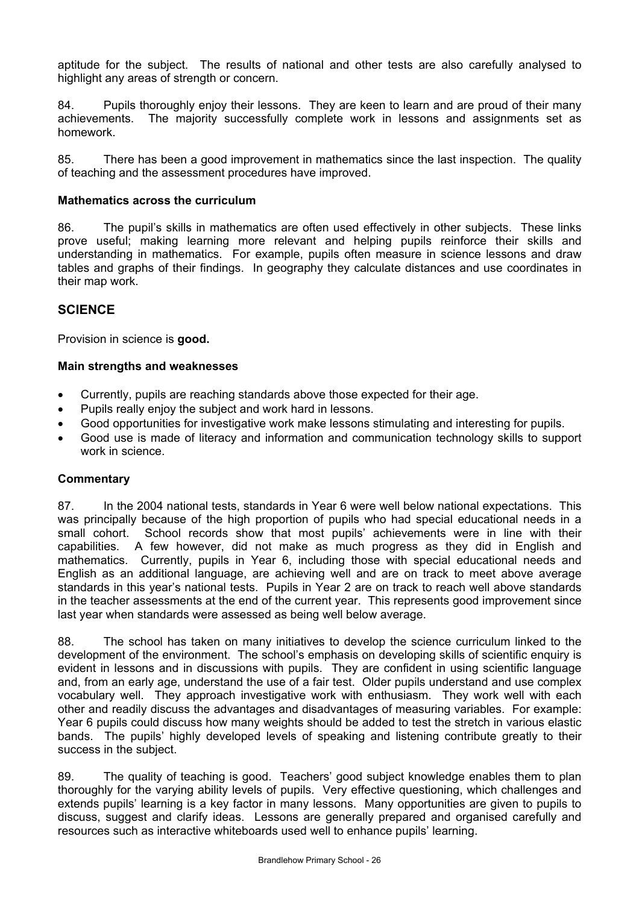aptitude for the subject. The results of national and other tests are also carefully analysed to highlight any areas of strength or concern.

84. Pupils thoroughly enjoy their lessons. They are keen to learn and are proud of their many achievements. The majority successfully complete work in lessons and assignments set as homework.

85. There has been a good improvement in mathematics since the last inspection. The quality of teaching and the assessment procedures have improved.

**Mathematics across the curriculum**

86. The pupil's skills in mathematics are often used effectively in other subjects. These links prove useful; making learning more relevant and helping pupils reinforce their skills and understanding in mathematics. For example, pupils often measure in science lessons and draw tables and graphs of their findings. In geography they calculate distances and use coordinates in their map work.

## SCIENCE

Provision in science is **good.**

**Main strengths and weaknesses**

- Currently, pupils are reaching standards above those expected for their age.
- Pupils really enjoy the subject and work hard in lessons.
- Good opportunities for investigative work make lessons stimulating and interesting for pupils.
- Good use is made of literacy and information and communication technology skills to support work in science.

**Commentary**

87. In the 2004 national tests, standards in Year 6 were well below national expectations. This was principally because of the high proportion of pupils who had special educational needs in a small cohort. School records show that most pupils' achievements were in line with their capabilities. A few however, did not make as much progress as they did in English and mathematics. Currently, pupils in Year 6, including those with special educational needs and English as an additional language, are achieving well and are on track to meet above average standards in this year's national tests. Pupils in Year 2 are on track to reach well above standards in the teacher assessments at the end of the current year. This represents good improvement since last year when standards were assessed as being well below average.

88. The school has taken on many initiatives to develop the science curriculum linked to the development of the environment. The school's emphasis on developing skills of scientific enquiry is evident in lessons and in discussions with pupils. They are confident in using scientific language and, from an early age, understand the use of a fair test. Older pupils understand and use complex vocabulary well. They approach investigative work with enthusiasm. They work well with each other and readily discuss the advantages and disadvantages of measuring variables. For example: Year 6 pupils could discuss how many weights should be added to test the stretch in various elastic bands. The pupils' highly developed levels of speaking and listening contribute greatly to their success in the subject.

89. The quality of teaching is good. Teachers' good subject knowledge enables them to plan thoroughly for the varying ability levels of pupils. Very effective questioning, which challenges and extends pupils' learning is a key factor in many lessons. Many opportunities are given to pupils to discuss, suggest and clarify ideas. Lessons are generally prepared and organised carefully and resources such as interactive whiteboards used well to enhance pupils' learning.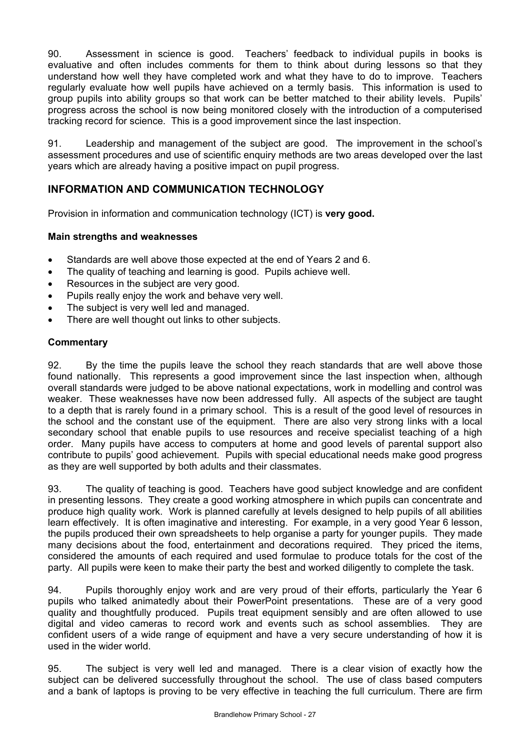90. Assessment in science is good. Teachers' feedback to individual pupils in books is evaluative and often includes comments for them to think about during lessons so that they understand how well they have completed work and what they have to do to improve. Teachers regularly evaluate how well pupils have achieved on a termly basis. This information is used to group pupils into ability groups so that work can be better matched to their ability levels. Pupils' progress across the school is now being monitored closely with the introduction of a computerised tracking record for science. This is a good improvement since the last inspection.

91. Leadership and management of the subject are good. The improvement in the school's assessment procedures and use of scientific enquiry methods are two areas developed over the last years which are already having a positive impact on pupil progress.

## INFORMATION AND COMMUNICATION TECHNOLOGY

Provision in information and communication technology (ICT) is **very good.**

### Main strengths and weaknesses

- Standards are well above those expected at the end of Years 2 and 6.
- The quality of teaching and learning is good. Pupils achieve well.
- Resources in the subject are very good.
- Pupils really enjoy the work and behave very well.
- The subject is very well led and managed.
- There are well thought out links to other subjects.

### Commentary

92. By the time the pupils leave the school they reach standards that are well above those found nationally. This represents a good improvement since the last inspection when, although overall standards were judged to be above national expectations, work in modelling and control was weaker. These weaknesses have now been addressed fully. All aspects of the subject are taught to a depth that is rarely found in a primary school. This is a result of the good level of resources in the school and the constant use of the equipment. There are also very strong links with a local secondary school that enable pupils to use resources and receive specialist teaching of a high order. Many pupils have access to computers at home and good levels of parental support also contribute to pupils' good achievement. Pupils with special educational needs make good progress as they are well supported by both adults and their classmates.

93. The quality of teaching is good. Teachers have good subject knowledge and are confident in presenting lessons. They create a good working atmosphere in which pupils can concentrate and produce high quality work. Work is planned carefully at levels designed to help pupils of all abilities learn effectively. It is often imaginative and interesting. For example, in a very good Year 6 lesson, the pupils produced their own spreadsheets to help organise a party for younger pupils. They made many decisions about the food, entertainment and decorations required. They priced the items, considered the amounts of each required and used formulae to produce totals for the cost of the party. All pupils were keen to make their party the best and worked diligently to complete the task.

94. Pupils thoroughly enjoy work and are very proud of their efforts, particularly the Year 6 pupils who talked animatedly about their PowerPoint presentations. These are of a very good quality and thoughtfully produced. Pupils treat equipment sensibly and are often allowed to use digital and video cameras to record work and events such as school assemblies. They are confident users of a wide range of equipment and have a very secure understanding of how it is used in the wider world.

95. The subject is very well led and managed. There is a clear vision of exactly how the subject can be delivered successfully throughout the school. The use of class based computers and a bank of laptops is proving to be very effective in teaching the full curriculum. There are firm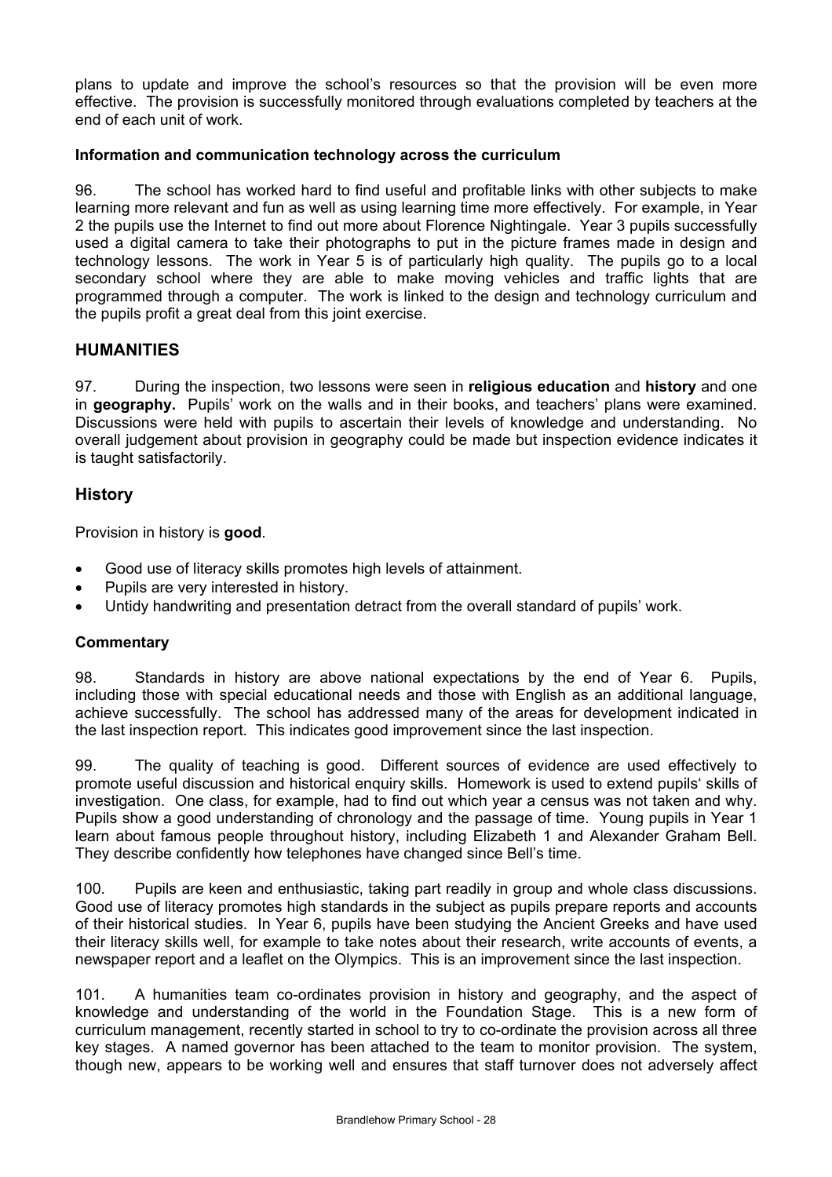plans to update and improve the school's resources so that the provision will be even more effective. The provision is successfully monitored through evaluations completed by teachers at the end of each unit of work.

#### Information and communication technology across the curriculum

96. The school has worked hard to find useful and profitable links with other subjects to make learning more relevant and fun as well as using learning time more effectively. For example, in Year 2 the pupils use the Internet to find out more about Florence Nightingale. Year 3 pupils successfully used a digital camera to take their photographs to put in the picture frames made in design and technology lessons. The work in Year 5 is of particularly high quality. The pupils go to a local secondary school where they are able to make moving vehicles and traffic lights that are programmed through a computer. The work is linked to the design and technology curriculum and the pupils profit a great deal from this joint exercise.

## HUMANITIES

97. During the inspection, two lessons were seen in **religious education** and **history** and one in **geography.** Pupils' work on the walls and in their books, and teachers' plans were examined. Discussions were held with pupils to ascertain their levels of knowledge and understanding. No overall judgement about provision in geography could be made but inspection evidence indicates it is taught satisfactorily.

### History

Provision in history is **good**.

- Good use of literacy skills promotes high levels of attainment.
- Pupils are very interested in history.
- Untidy handwriting and presentation detract from the overall standard of pupils' work.

#### Commentary

98. Standards in history are above national expectations by the end of Year 6. Pupils, including those with special educational needs and those with English as an additional language, achieve successfully. The school has addressed many of the areas for development indicated in the last inspection report. This indicates good improvement since the last inspection.

99. The quality of teaching is good. Different sources of evidence are used effectively to promote useful discussion and historical enquiry skills. Homework is used to extend pupils' skills of investigation. One class, for example, had to find out which year a census was not taken and why. Pupils show a good understanding of chronology and the passage of time. Young pupils in Year 1 learn about famous people throughout history, including Elizabeth 1 and Alexander Graham Bell. They describe confidently how telephones have changed since Bell's time.

100. Pupils are keen and enthusiastic, taking part readily in group and whole class discussions. Good use of literacy promotes high standards in the subject as pupils prepare reports and accounts of their historical studies. In Year 6, pupils have been studying the Ancient Greeks and have used their literacy skills well, for example to take notes about their research, write accounts of events, a newspaper report and a leaflet on the Olympics. This is an improvement since the last inspection.

101. A humanities team co-ordinates provision in history and geography, and the aspect of knowledge and understanding of the world in the Foundation Stage. This is a new form of curriculum management, recently started in school to try to co-ordinate the provision across all three key stages. A named governor has been attached to the team to monitor provision. The system, though new, appears to be working well and ensures that staff turnover does not adversely affect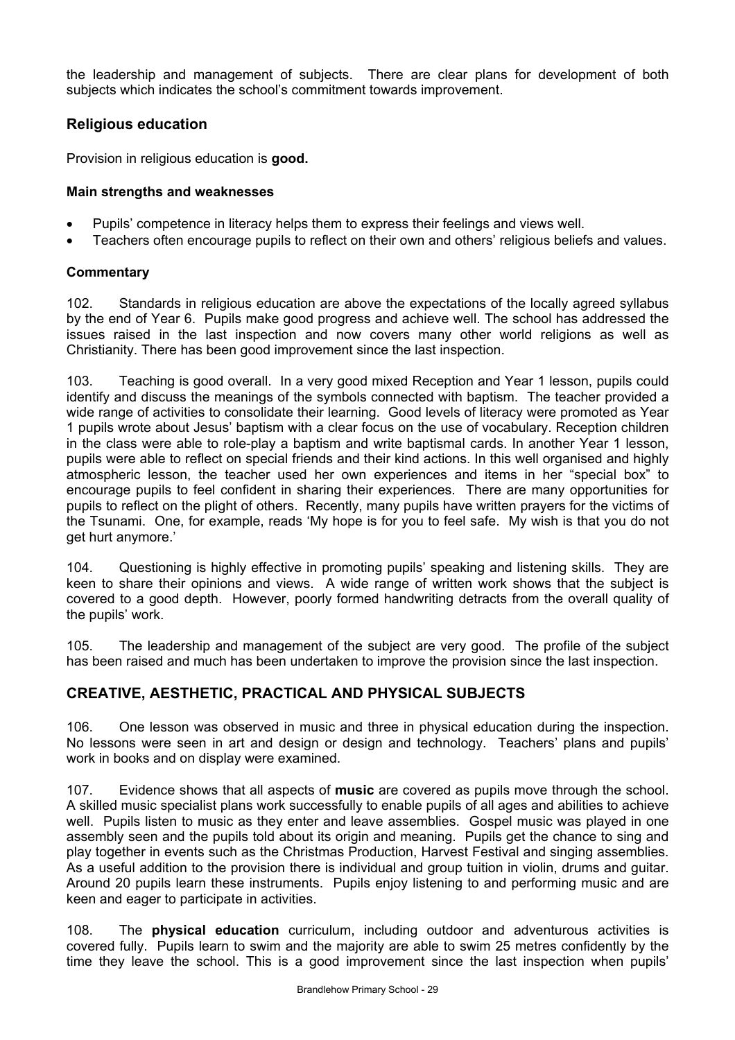the leadership and management of subjects. There are clear plans for development of both subjects which indicates the school's commitment towards improvement.

## Religious education

Provision in religious education is **good.**

### Main strengths and weaknesses

- Pupils' competence in literacy helps them to express their feelings and views well.
- Teachers often encourage pupils to reflect on their own and others' religious beliefs and values.

### Commentary

102. Standards in religious education are above the expectations of the locally agreed syllabus by the end of Year 6. Pupils make good progress and achieve well. The school has addressed the issues raised in the last inspection and now covers many other world religions as well as Christianity. There has been good improvement since the last inspection.

103. Teaching is good overall. In a very good mixed Reception and Year 1 lesson, pupils could identify and discuss the meanings of the symbols connected with baptism. The teacher provided a wide range of activities to consolidate their learning. Good levels of literacy were promoted as Year 1 pupils wrote about Jesus' baptism with a clear focus on the use of vocabulary. Reception children in the class were able to role-play a baptism and write baptismal cards. In another Year 1 lesson, pupils were able to reflect on special friends and their kind actions. In this well organised and highly atmospheric lesson, the teacher used her own experiences and items in her "special box" to encourage pupils to feel confident in sharing their experiences. There are many opportunities for pupils to reflect on the plight of others. Recently, many pupils have written prayers for the victims of the Tsunami. One, for example, reads 'My hope is for you to feel safe. My wish is that you do not get hurt anymore.'

104. Questioning is highly effective in promoting pupils' speaking and listening skills. They are keen to share their opinions and views. A wide range of written work shows that the subject is covered to a good depth. However, poorly formed handwriting detracts from the overall quality of the pupils' work.

105. The leadership and management of the subject are very good. The profile of the subject has been raised and much has been undertaken to improve the provision since the last inspection.

## CREATIVE, AESTHETIC, PRACTICAL AND PHYSICAL SUBJECTS

106. One lesson was observed in music and three in physical education during the inspection. No lessons were seen in art and design or design and technology. Teachers' plans and pupils' work in books and on display were examined.

107. Evidence shows that all aspects of **music** are covered as pupils move through the school. A skilled music specialist plans work successfully to enable pupils of all ages and abilities to achieve well. Pupils listen to music as they enter and leave assemblies. Gospel music was played in one assembly seen and the pupils told about its origin and meaning. Pupils get the chance to sing and play together in events such as the Christmas Production, Harvest Festival and singing assemblies. As a useful addition to the provision there is individual and group tuition in violin, drums and guitar. Around 20 pupils learn these instruments. Pupils enjoy listening to and performing music and are keen and eager to participate in activities.

108. The **physical education** curriculum, including outdoor and adventurous activities is covered fully. Pupils learn to swim and the majority are able to swim 25 metres confidently by the time they leave the school. This is a good improvement since the last inspection when pupils'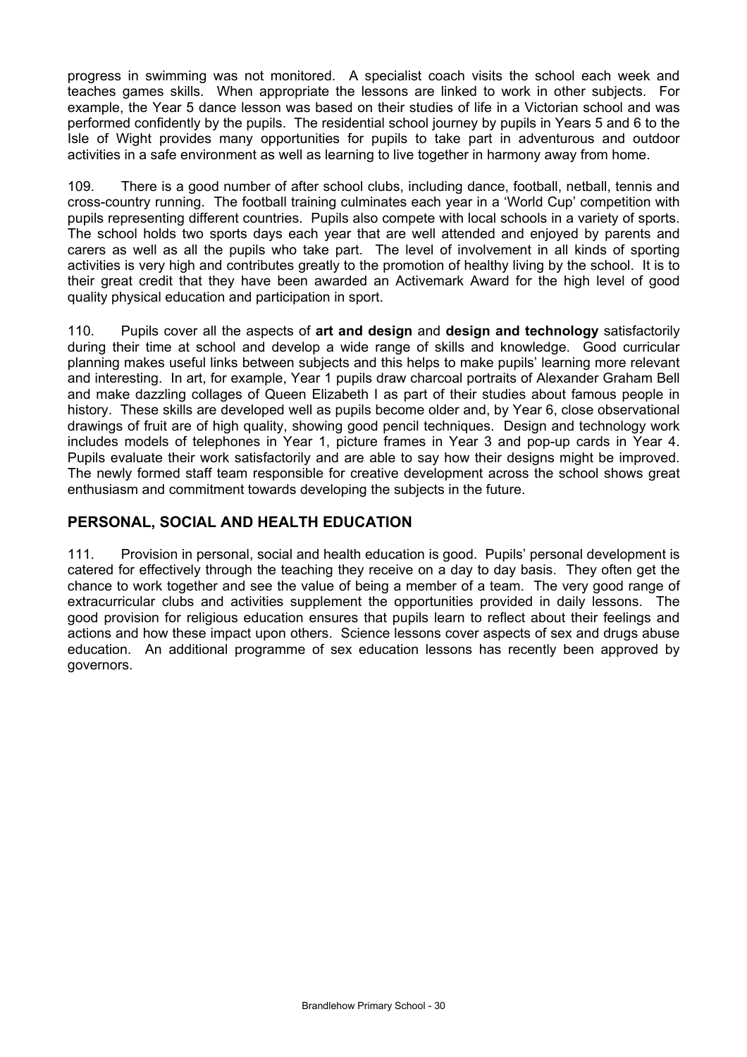progress in swimming was not monitored. A specialist coach visits the school each week and teaches games skills. When appropriate the lessons are linked to work in other subjects. For example, the Year 5 dance lesson was based on their studies of life in a Victorian school and was performed confidently by the pupils. The residential school journey by pupils in Years 5 and 6 to the Isle of Wight provides many opportunities for pupils to take part in adventurous and outdoor activities in a safe environment as well as learning to live together in harmony away from home.

109. There is a good number of after school clubs, including dance, football, netball, tennis and cross-country running. The football training culminates each year in a 'World Cup' competition with pupils representing different countries. Pupils also compete with local schools in a variety of sports. The school holds two sports days each year that are well attended and enjoyed by parents and carers as well as all the pupils who take part. The level of involvement in all kinds of sporting activities is very high and contributes greatly to the promotion of healthy living by the school. It is to their great credit that they have been awarded an Activemark Award for the high level of good quality physical education and participation in sport.

110. Pupils cover all the aspects of **art and design** and **design and technology** satisfactorily during their time at school and develop a wide range of skills and knowledge. Good curricular planning makes useful links between subjects and this helps to make pupils' learning more relevant and interesting. In art, for example, Year 1 pupils draw charcoal portraits of Alexander Graham Bell and make dazzling collages of Queen Elizabeth I as part of their studies about famous people in history. These skills are developed well as pupils become older and, by Year 6, close observational drawings of fruit are of high quality, showing good pencil techniques. Design and technology work includes models of telephones in Year 1, picture frames in Year 3 and pop-up cards in Year 4. Pupils evaluate their work satisfactorily and are able to say how their designs might be improved. The newly formed staff team responsible for creative development across the school shows great enthusiasm and commitment towards developing the subjects in the future.

## PERSONAL, SOCIAL AND HEALTH EDUCATION

111. Provision in personal, social and health education is good. Pupils' personal development is catered for effectively through the teaching they receive on a day to day basis. They often get the chance to work together and see the value of being a member of a team. The very good range of extracurricular clubs and activities supplement the opportunities provided in daily lessons. The good provision for religious education ensures that pupils learn to reflect about their feelings and actions and how these impact upon others. Science lessons cover aspects of sex and drugs abuse education. An additional programme of sex education lessons has recently been approved by governors.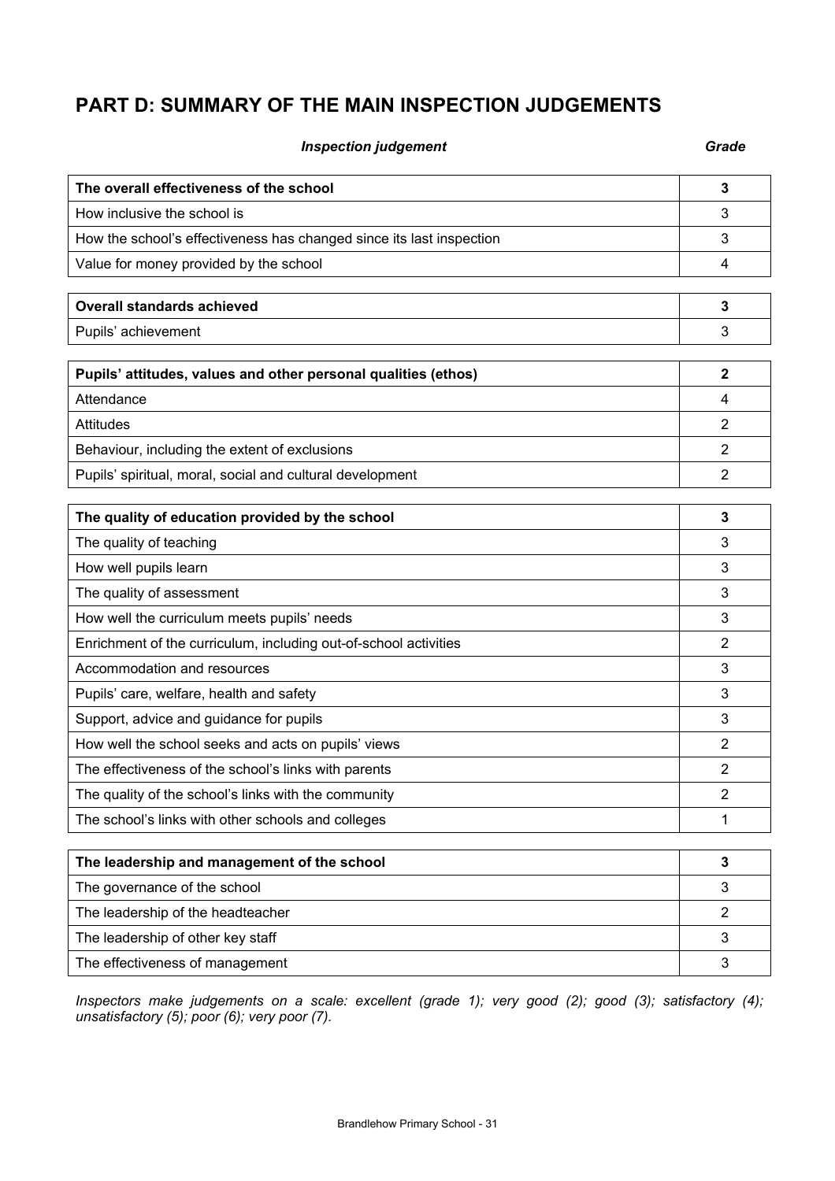# PART D: SUMMARY OF THE MAIN INSPECTION JUDGEMENTS

| *Inspection judgement* | *Grade* |
|---|---|
| **The overall effectiveness of the school** | **3** |
| How inclusive the school is | 3 |
| How the school's effectiveness has changed since its last inspection | 3 |
| Value for money provided by the school | 4 |

| | |
|---|---|
| **Overall standards achieved** | **3** |
| Pupils' achievement | 3 |

| | |
|---|---|
| **Pupils' attitudes, values and other personal qualities (ethos)** | **2** |
| Attendance | 4 |
| Attitudes | 2 |
| Behaviour, including the extent of exclusions | 2 |
| Pupils' spiritual, moral, social and cultural development | 2 |

| | |
|---|---|
| **The quality of education provided by the school** | **3** |
| The quality of teaching | 3 |
| How well pupils learn | 3 |
| The quality of assessment | 3 |
| How well the curriculum meets pupils' needs | 3 |
| Enrichment of the curriculum, including out-of-school activities | 2 |
| Accommodation and resources | 3 |
| Pupils' care, welfare, health and safety | 3 |
| Support, advice and guidance for pupils | 3 |
| How well the school seeks and acts on pupils' views | 2 |
| The effectiveness of the school's links with parents | 2 |
| The quality of the school's links with the community | 2 |
| The school's links with other schools and colleges | 1 |

| | |
|---|---|
| **The leadership and management of the school** | **3** |
| The governance of the school | 3 |
| The leadership of the headteacher | 2 |
| The leadership of other key staff | 3 |
| The effectiveness of management | 3 |

*Inspectors make judgements on a scale: excellent (grade 1); very good (2); good (3); satisfactory (4); unsatisfactory (5); poor (6); very poor (7).*